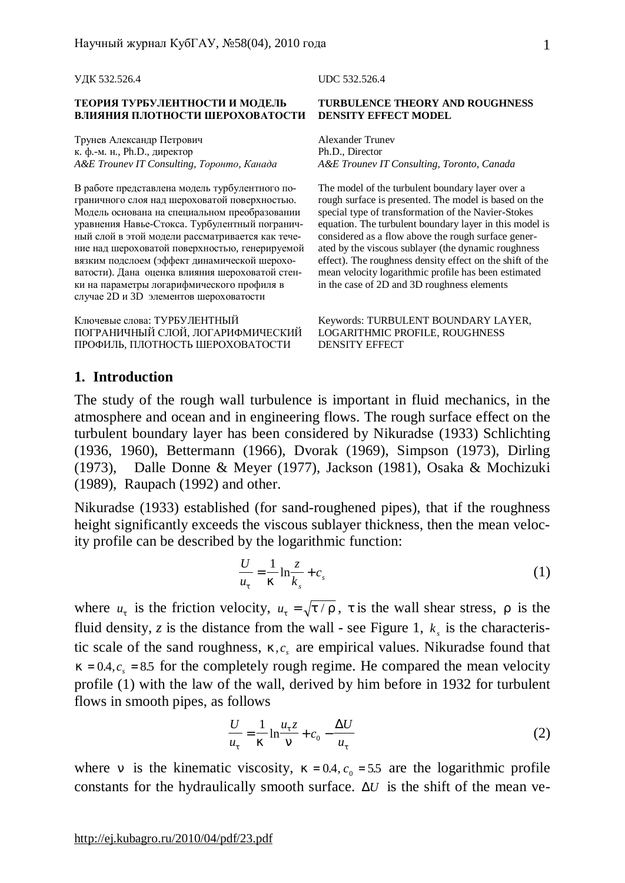УДК 532.526.4

UDC 532.526.4

**ТЕОРИЯ ТУРБУЛЕНТНОСТИ И МОДЕЛЬ ВЛИЯНИЯ ПЛОТНОСТИ ШЕРОХОВАТОСТИ**

**TURBULENCE THEORY AND ROUGHNESS DENSITY EFFECT MODEL**

Трунев Александр Петрович
к. ф.-м. н., Ph.D., директор
*A&E Trounev IT Consulting, Торонто, Канада*

Alexander Trunev
Ph.D., Director
*A&E Trounev IT Consulting, Toronto, Canada*

В работе представлена модель турбулентного пограничного слоя над шероховатой поверхностью. Модель основана на специальном преобразовании уравнения Навье-Стокса. Турбулентный пограничный слой в этой модели рассматривается как течение над шероховатой поверхностью, генерируемой вязким подслоем (эффект динамической шероховатости). Дана оценка влияния шероховатой стенки на параметры логарифмического профиля в случае 2D и 3D элементов шероховатости

The model of the turbulent boundary layer over a rough surface is presented. The model is based on the special type of transformation of the Navier-Stokes equation. The turbulent boundary layer in this model is considered as a flow above the rough surface generated by the viscous sublayer (the dynamic roughness effect). The roughness density effect on the shift of the mean velocity logarithmic profile has been estimated in the case of 2D and 3D roughness elements

Ключевые слова: ТУРБУЛЕНТНЫЙ ПОГРАНИЧНЫЙ СЛОЙ, ЛОГАРИФМИЧЕСКИЙ ПРОФИЛЬ, ПЛОТНОСТЬ ШЕРОХОВАТОСТИ

Keywords: TURBULENT BOUNDARY LAYER, LOGARITHMIC PROFILE, ROUGHNESS DENSITY EFFECT

## 1. Introduction

The study of the rough wall turbulence is important in fluid mechanics, in the atmosphere and ocean and in engineering flows. The rough surface effect on the turbulent boundary layer has been considered by Nikuradse (1933) Schlichting (1936, 1960), Bettermann (1966), Dvorak (1969), Simpson (1973), Dirling (1973), Dalle Donne & Meyer (1977), Jackson (1981), Osaka & Mochizuki (1989), Raupach (1992) and other.

Nikuradse (1933) established (for sand-roughened pipes), that if the roughness height significantly exceeds the viscous sublayer thickness, then the mean velocity profile can be described by the logarithmic function:

$$\frac{U}{u_\tau} = \frac{1}{\kappa}\ln\frac{z}{k_s} + c_s \tag{1}$$

where $u_\tau$ is the friction velocity, $u_\tau = \sqrt{\tau/\rho}$, $\tau$ is the wall shear stress, $\rho$ is the fluid density, $z$ is the distance from the wall - see Figure 1, $k_s$ is the characteristic scale of the sand roughness, $\kappa, c_s$ are empirical values. Nikuradse found that $\kappa = 0.4, c_s = 8.5$ for the completely rough regime. He compared the mean velocity profile (1) with the law of the wall, derived by him before in 1932 for turbulent flows in smooth pipes, as follows

$$\frac{U}{u_\tau} = \frac{1}{\kappa}\ln\frac{u_\tau z}{\nu} + c_0 - \frac{\Delta U}{u_\tau} \tag{2}$$

where $\nu$ is the kinematic viscosity, $\kappa = 0.4, c_0 = 5.5$ are the logarithmic profile constants for the hydraulically smooth surface. $\Delta U$ is the shift of the mean ve-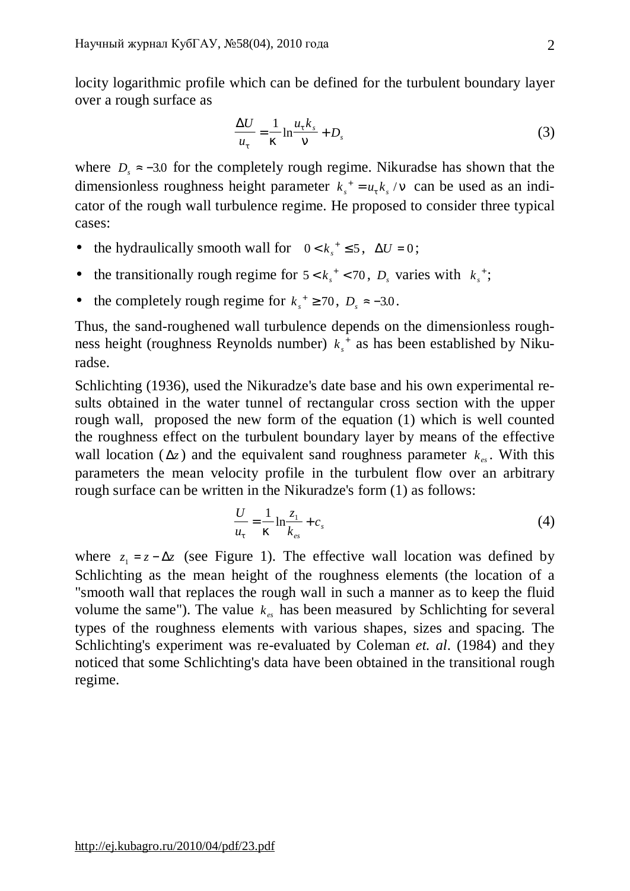locity logarithmic profile which can be defined for the turbulent boundary layer over a rough surface as

$$\frac{\Delta U}{u_\tau} = \frac{1}{\kappa}\ln\frac{u_\tau k_s}{\nu} + D_s \tag{3}$$

where $D_s \approx -3.0$ for the completely rough regime. Nikuradse has shown that the dimensionless roughness height parameter $k_s{}^+ = u_\tau k_s / \nu$ can be used as an indicator of the rough wall turbulence regime. He proposed to consider three typical cases:

- the hydraulically smooth wall for $0 < k_s{}^+ \leq 5$, $\Delta U = 0$;
- the transitionally rough regime for $5 < k_s{}^+ < 70$, $D_s$ varies with $k_s{}^+$;
- the completely rough regime for $k_s{}^+ \geq 70$, $D_s \approx -3.0$.

Thus, the sand-roughened wall turbulence depends on the dimensionless roughness height (roughness Reynolds number) $k_s{}^+$ as has been established by Nikuradse.

Schlichting (1936), used the Nikuradze's date base and his own experimental results obtained in the water tunnel of rectangular cross section with the upper rough wall, proposed the new form of the equation (1) which is well counted the roughness effect on the turbulent boundary layer by means of the effective wall location ($\Delta z$) and the equivalent sand roughness parameter $k_{es}$. With this parameters the mean velocity profile in the turbulent flow over an arbitrary rough surface can be written in the Nikuradze's form (1) as follows:

$$\frac{U}{u_\tau} = \frac{1}{\kappa}\ln\frac{z_1}{k_{es}} + c_s \tag{4}$$

where $z_1 = z - \Delta z$ (see Figure 1). The effective wall location was defined by Schlichting as the mean height of the roughness elements (the location of a "smooth wall that replaces the rough wall in such a manner as to keep the fluid volume the same"). The value $k_{es}$ has been measured by Schlichting for several types of the roughness elements with various shapes, sizes and spacing. The Schlichting's experiment was re-evaluated by Coleman *et. al*. (1984) and they noticed that some Schlichting's data have been obtained in the transitional rough regime.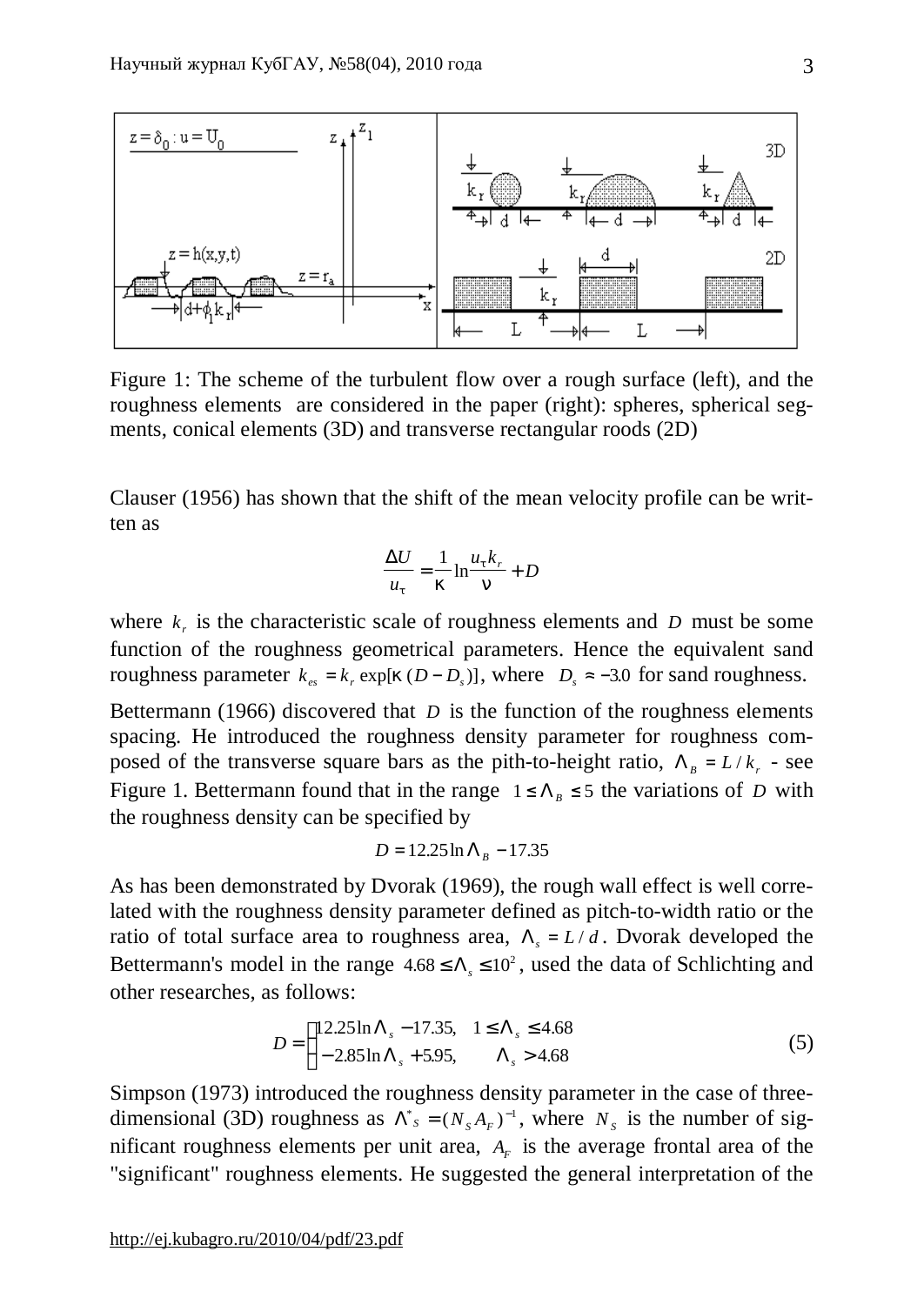Figure 1: The scheme of the turbulent flow over a rough surface (left), and the roughness elements are considered in the paper (right): spheres, spherical segments, conical elements (3D) and transverse rectangular roods (2D)

Clauser (1956) has shown that the shift of the mean velocity profile can be written as

$$\frac{\Delta U}{u_\tau} = \frac{1}{\kappa} \ln \frac{u_\tau k_r}{\nu} + D$$

where $k_r$ is the characteristic scale of roughness elements and $D$ must be some function of the roughness geometrical parameters. Hence the equivalent sand roughness parameter $k_{es} = k_r \exp[\kappa (D - D_s)]$, where $D_s \approx -3.0$ for sand roughness.

Bettermann (1966) discovered that $D$ is the function of the roughness elements spacing. He introduced the roughness density parameter for roughness composed of the transverse square bars as the pith-to-height ratio, $\Lambda_B = L / k_r$ - see Figure 1. Bettermann found that in the range $1 \le \Lambda_B \le 5$ the variations of $D$ with the roughness density can be specified by

$$D = 12.25 \ln \Lambda_B - 17.35$$

As has been demonstrated by Dvorak (1969), the rough wall effect is well correlated with the roughness density parameter defined as pitch-to-width ratio or the ratio of total surface area to roughness area, $\Lambda_s = L / d$. Dvorak developed the Bettermann's model in the range $4.68 \le \Lambda_s \le 10^2$, used the data of Schlichting and other researches, as follows:

$$D = \begin{cases} 12.25 \ln \Lambda_s - 17.35, & 1 \le \Lambda_s \le 4.68 \\ -2.85 \ln \Lambda_s + 5.95, & \Lambda_s > 4.68 \end{cases} \tag{5}$$

Simpson (1973) introduced the roughness density parameter in the case of three-dimensional (3D) roughness as $\Lambda^*_S = (N_S A_F)^{-1}$, where $N_S$ is the number of significant roughness elements per unit area, $A_F$ is the average frontal area of the "significant" roughness elements. He suggested the general interpretation of the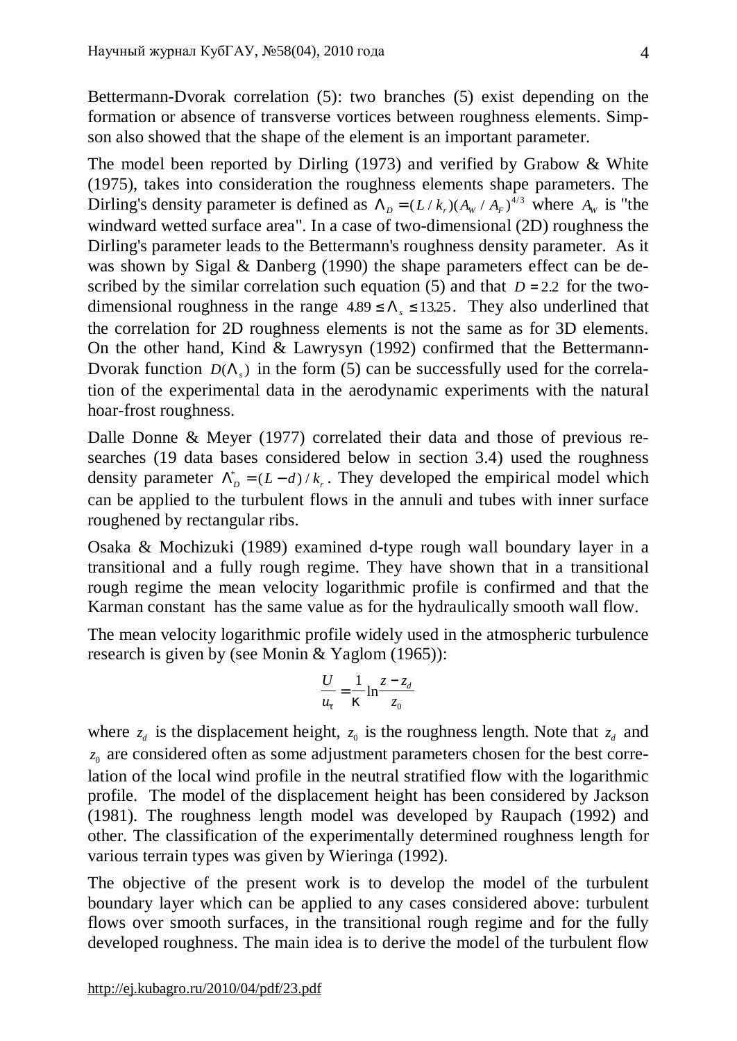Bettermann-Dvorak correlation (5): two branches (5) exist depending on the formation or absence of transverse vortices between roughness elements. Simpson also showed that the shape of the element is an important parameter.

The model been reported by Dirling (1973) and verified by Grabow & White (1975), takes into consideration the roughness elements shape parameters. The Dirling's density parameter is defined as $\Lambda_D = (L/k_r)(A_W/A_F)^{4/3}$ where $A_W$ is "the windward wetted surface area". In a case of two-dimensional (2D) roughness the Dirling's parameter leads to the Bettermann's roughness density parameter. As it was shown by Sigal & Danberg (1990) the shape parameters effect can be described by the similar correlation such equation (5) and that $D = 2.2$ for the two-dimensional roughness in the range $4.89 \le \Lambda_s \le 13.25$. They also underlined that the correlation for 2D roughness elements is not the same as for 3D elements. On the other hand, Kind & Lawrysyn (1992) confirmed that the Bettermann-Dvorak function $D(\Lambda_s)$ in the form (5) can be successfully used for the correlation of the experimental data in the aerodynamic experiments with the natural hoar-frost roughness.

Dalle Donne & Meyer (1977) correlated their data and those of previous researches (19 data bases considered below in section 3.4) used the roughness density parameter $\Lambda_D^* = (L-d)/k_r$. They developed the empirical model which can be applied to the turbulent flows in the annuli and tubes with inner surface roughened by rectangular ribs.

Osaka & Mochizuki (1989) examined d-type rough wall boundary layer in a transitional and a fully rough regime. They have shown that in a transitional rough regime the mean velocity logarithmic profile is confirmed and that the Karman constant has the same value as for the hydraulically smooth wall flow.

The mean velocity logarithmic profile widely used in the atmospheric turbulence research is given by (see Monin & Yaglom (1965)):

$$\frac{U}{u_\tau} = \frac{1}{\kappa} \ln \frac{z - z_d}{z_0}$$

where $z_d$ is the displacement height, $z_0$ is the roughness length. Note that $z_d$ and $z_0$ are considered often as some adjustment parameters chosen for the best correlation of the local wind profile in the neutral stratified flow with the logarithmic profile. The model of the displacement height has been considered by Jackson (1981). The roughness length model was developed by Raupach (1992) and other. The classification of the experimentally determined roughness length for various terrain types was given by Wieringa (1992).

The objective of the present work is to develop the model of the turbulent boundary layer which can be applied to any cases considered above: turbulent flows over smooth surfaces, in the transitional rough regime and for the fully developed roughness. The main idea is to derive the model of the turbulent flow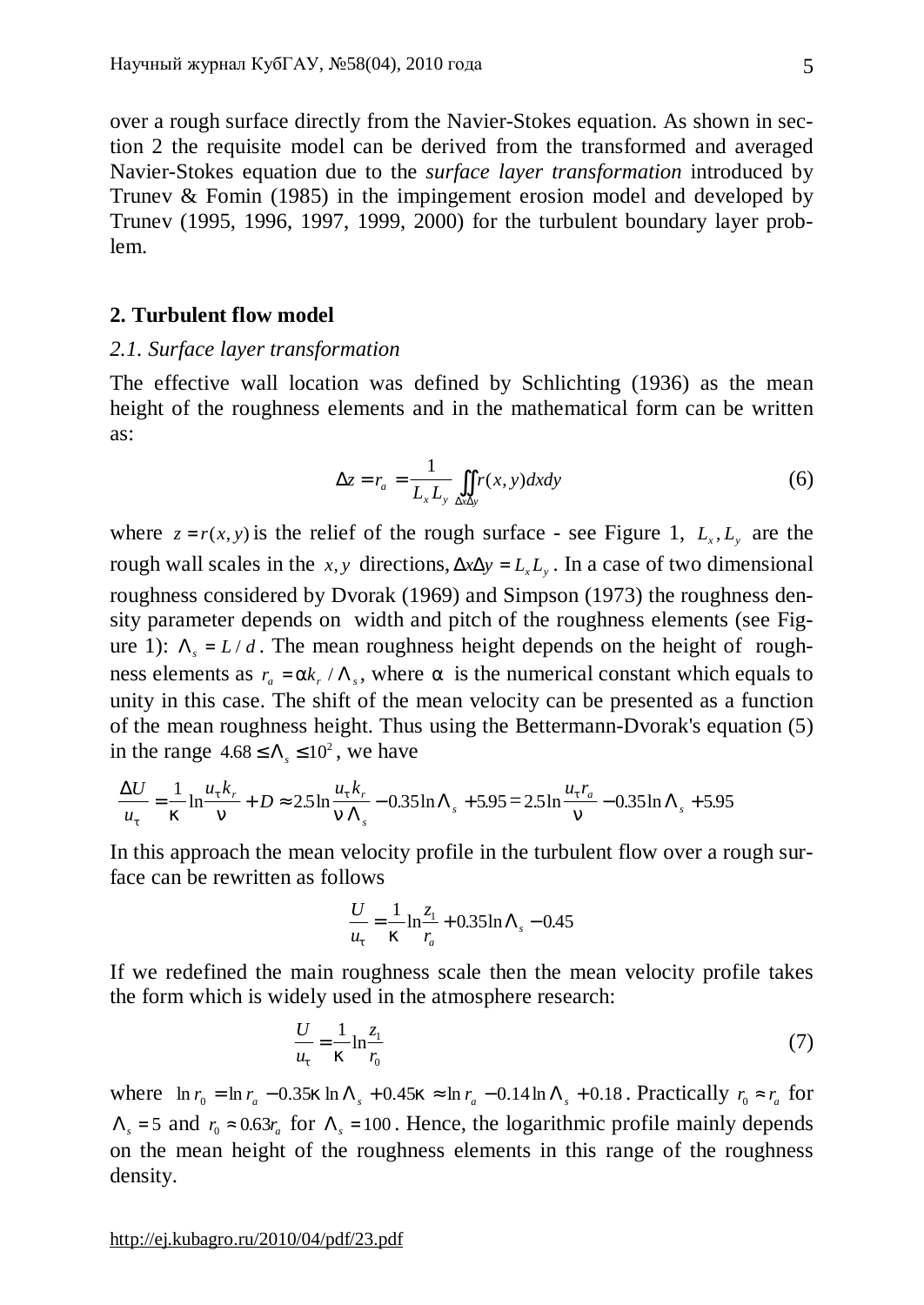over a rough surface directly from the Navier-Stokes equation. As shown in section 2 the requisite model can be derived from the transformed and averaged Navier-Stokes equation due to the *surface layer transformation* introduced by Trunev & Fomin (1985) in the impingement erosion model and developed by Trunev (1995, 1996, 1997, 1999, 2000) for the turbulent boundary layer problem.

## 2. Turbulent flow model

### *2.1. Surface layer transformation*

The effective wall location was defined by Schlichting (1936) as the mean height of the roughness elements and in the mathematical form can be written as:

$$\Delta z = r_a = \frac{1}{L_x L_y} \iint_{\Delta x \Delta y} r(x,y)\,dxdy \tag{6}$$

where $z = r(x,y)$ is the relief of the rough surface - see Figure 1, $L_x, L_y$ are the rough wall scales in the $x, y$ directions, $\Delta x \Delta y = L_x L_y$. In a case of two dimensional roughness considered by Dvorak (1969) and Simpson (1973) the roughness density parameter depends on width and pitch of the roughness elements (see Figure 1): $\Lambda_s = L/d$. The mean roughness height depends on the height of roughness elements as $r_a = \alpha k_r / \Lambda_s$, where $\alpha$ is the numerical constant which equals to unity in this case. The shift of the mean velocity can be presented as a function of the mean roughness height. Thus using the Bettermann-Dvorak's equation (5) in the range $4.68 \le \Lambda_s \le 10^2$, we have

$$\frac{\Delta U}{u_\tau} = \frac{1}{\kappa}\ln\frac{u_\tau k_r}{\nu} + D \approx 2.5\ln\frac{u_\tau k_r}{\nu \Lambda_s} - 0.35\ln\Lambda_s + 5.95 = 2.5\ln\frac{u_\tau r_a}{\nu} - 0.35\ln\Lambda_s + 5.95$$

In this approach the mean velocity profile in the turbulent flow over a rough surface can be rewritten as follows

$$\frac{U}{u_\tau} = \frac{1}{\kappa}\ln\frac{z_1}{r_a} + 0.35\ln\Lambda_s - 0.45$$

If we redefined the main roughness scale then the mean velocity profile takes the form which is widely used in the atmosphere research:

$$\frac{U}{u_\tau} = \frac{1}{\kappa}\ln\frac{z_1}{r_0} \tag{7}$$

where $\ln r_0 = \ln r_a - 0.35\kappa \ln\Lambda_s + 0.45\kappa \approx \ln r_a - 0.14\ln\Lambda_s + 0.18$. Practically $r_0 \approx r_a$ for $\Lambda_s = 5$ and $r_0 \approx 0.63 r_a$ for $\Lambda_s = 100$. Hence, the logarithmic profile mainly depends on the mean height of the roughness elements in this range of the roughness density.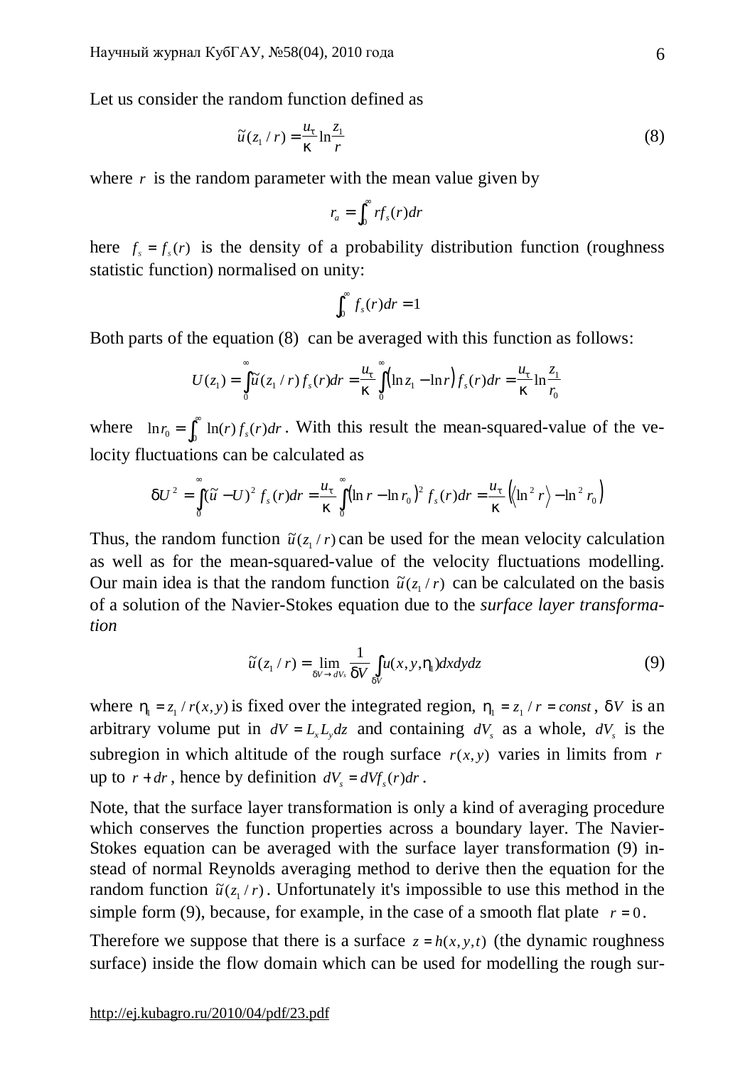Let us consider the random function defined as

$$\tilde{u}(z_1/r) = \frac{u_\tau}{\kappa}\ln\frac{z_1}{r} \tag{8}$$

where $r$ is the random parameter with the mean value given by

$$r_a = \int_0^\infty r f_s(r) dr$$

here $f_s = f_s(r)$ is the density of a probability distribution function (roughness statistic function) normalised on unity:

$$\int_0^\infty f_s(r) dr = 1$$

Both parts of the equation (8) can be averaged with this function as follows:

$$U(z_1) = \int_0^\infty \tilde{u}(z_1/r) f_s(r) dr = \frac{u_\tau}{\kappa}\int_0^\infty (\ln z_1 - \ln r) f_s(r) dr = \frac{u_\tau}{\kappa}\ln\frac{z_1}{r_0}$$

where $\ln r_0 = \int_0^\infty \ln(r) f_s(r) dr$. With this result the mean-squared-value of the velocity fluctuations can be calculated as

$$\delta U^2 = \int_0^\infty (\tilde{u} - U)^2 f_s(r) dr = \frac{u_\tau}{\kappa}\int_0^\infty (\ln r - \ln r_0)^2 f_s(r) dr = \frac{u_\tau}{\kappa}\left(\left\langle \ln^2 r \right\rangle - \ln^2 r_0\right)$$

Thus, the random function $\tilde{u}(z_1/r)$ can be used for the mean velocity calculation as well as for the mean-squared-value of the velocity fluctuations modelling. Our main idea is that the random function $\tilde{u}(z_1/r)$ can be calculated on the basis of a solution of the Navier-Stokes equation due to the *surface layer transformation*

$$\tilde{u}(z_1/r) = \lim_{\delta V \to dV_s} \frac{1}{\delta V}\int_{\delta V} u(x, y, \eta_1) dx dy dz \tag{9}$$

where $\eta_1 = z_1 / r(x, y)$ is fixed over the integrated region, $\eta_1 = z_1 / r = const$, $\delta V$ is an arbitrary volume put in $dV = L_x L_y dz$ and containing $dV_s$ as a whole, $dV_s$ is the subregion in which altitude of the rough surface $r(x, y)$ varies in limits from $r$ up to $r + dr$, hence by definition $dV_s = dV f_s(r) dr$.

Note, that the surface layer transformation is only a kind of averaging procedure which conserves the function properties across a boundary layer. The Navier-Stokes equation can be averaged with the surface layer transformation (9) instead of normal Reynolds averaging method to derive then the equation for the random function $\tilde{u}(z_1/r)$. Unfortunately it's impossible to use this method in the simple form (9), because, for example, in the case of a smooth flat plate $r = 0$.

Therefore we suppose that there is a surface $z = h(x, y, t)$ (the dynamic roughness surface) inside the flow domain which can be used for modelling the rough sur-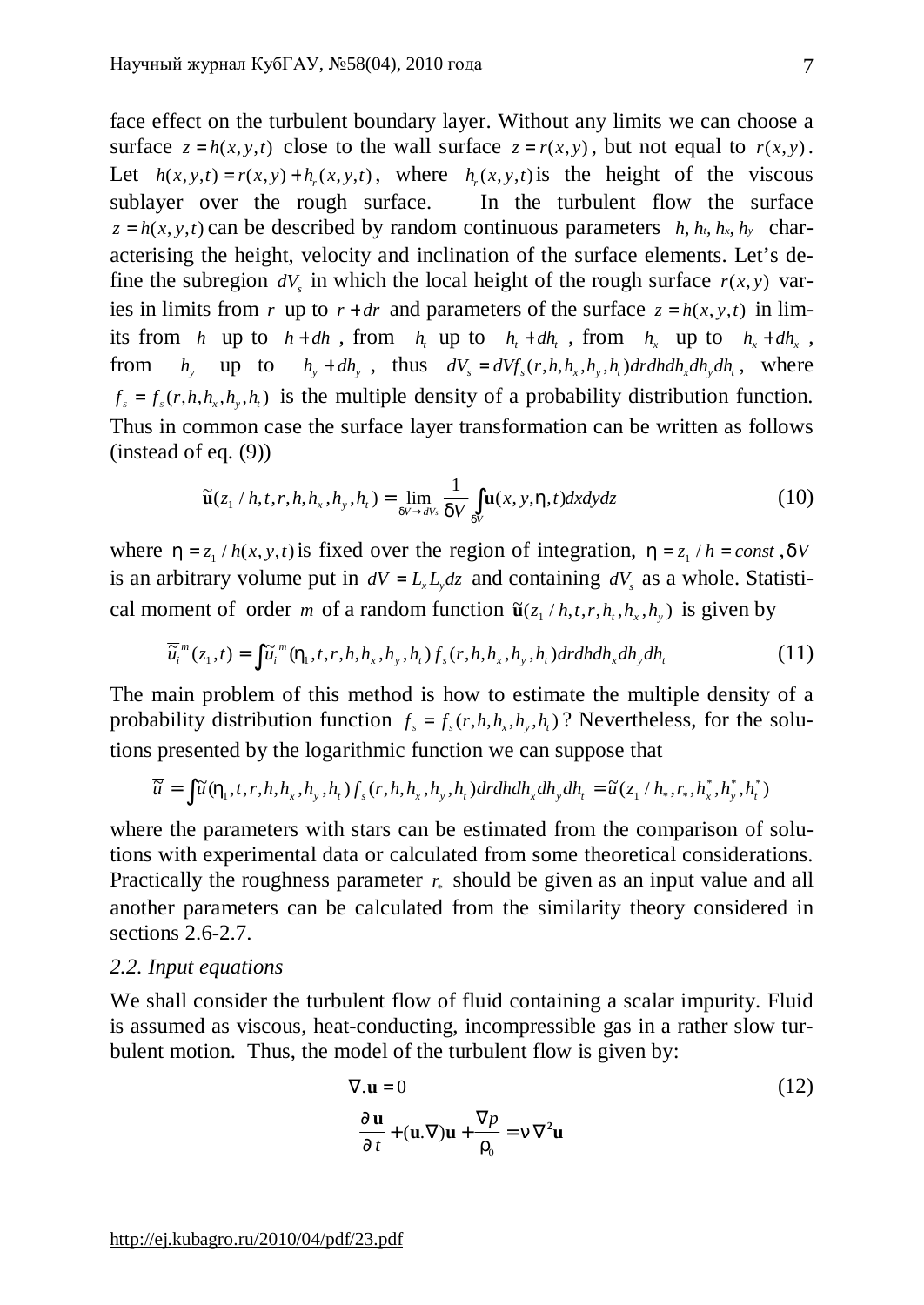face effect on the turbulent boundary layer. Without any limits we can choose a surface $z = h(x, y, t)$ close to the wall surface $z = r(x, y)$, but not equal to $r(x, y)$. Let $h(x, y, t) = r(x, y) + h_r(x, y, t)$, where $h_r(x, y, t)$ is the height of the viscous sublayer over the rough surface. In the turbulent flow the surface $z = h(x, y, t)$ can be described by random continuous parameters $h, h_t, h_x, h_y$ characterising the height, velocity and inclination of the surface elements. Let's define the subregion $dV_s$ in which the local height of the rough surface $r(x, y)$ varies in limits from $r$ up to $r + dr$ and parameters of the surface $z = h(x, y, t)$ in limits from $h$ up to $h + dh$, from $h_t$ up to $h_t + dh_t$, from $h_x$ up to $h_x + dh_x$, from $h_y$ up to $h_y + dh_y$, thus $dV_s = dV f_s(r, h, h_x, h_y, h_t) dr dh dh_x dh_y dh_t$, where $f_s = f_s(r, h, h_x, h_y, h_t)$ is the multiple density of a probability distribution function. Thus in common case the surface layer transformation can be written as follows (instead of eq. (9))

$$\tilde{\mathbf{u}}(z_1 / h, t, r, h, h_x, h_y, h_t) = \lim_{\delta V \to dV_s} \frac{1}{\delta V} \int_{\delta V} \mathbf{u}(x, y, \eta, t) dx dy dz \tag{10}$$

where $\eta = z_1 / h(x, y, t)$ is fixed over the region of integration, $\eta = z_1 / h = const$, $\delta V$ is an arbitrary volume put in $dV = L_x L_y dz$ and containing $dV_s$ as a whole. Statistical moment of order $m$ of a random function $\tilde{\mathbf{u}}(z_1 / h, t, r, h_t, h_x, h_y)$ is given by

$$\overline{\tilde{u}}_i^{\,m}(z_1, t) = \int \tilde{u}_i^{\,m}(\eta_1, t, r, h, h_x, h_y, h_t) f_s(r, h, h_x, h_y, h_t) dr dh dh_x dh_y dh_t \tag{11}$$

The main problem of this method is how to estimate the multiple density of a probability distribution function $f_s = f_s(r, h, h_x, h_y, h_t)$? Nevertheless, for the solutions presented by the logarithmic function we can suppose that

$$\overline{\tilde{u}} = \int \tilde{u}(\eta_1, t, r, h, h_x, h_y, h_t) f_s(r, h, h_x, h_y, h_t) dr dh dh_x dh_y dh_t = \tilde{u}(z_1 / h_*, r_*, h_x^*, h_y^*, h_t^*)$$

where the parameters with stars can be estimated from the comparison of solutions with experimental data or calculated from some theoretical considerations. Practically the roughness parameter $r_*$ should be given as an input value and all another parameters can be calculated from the similarity theory considered in sections 2.6-2.7.

### *2.2. Input equations*

We shall consider the turbulent flow of fluid containing a scalar impurity. Fluid is assumed as viscous, heat-conducting, incompressible gas in a rather slow turbulent motion. Thus, the model of the turbulent flow is given by:

$$\nabla . \mathbf{u} = 0 \tag{12}$$

$$\frac{\partial \mathbf{u}}{\partial t} + (\mathbf{u}.\nabla)\mathbf{u} + \frac{\nabla p}{\rho_0} = \nu \nabla^2 \mathbf{u}$$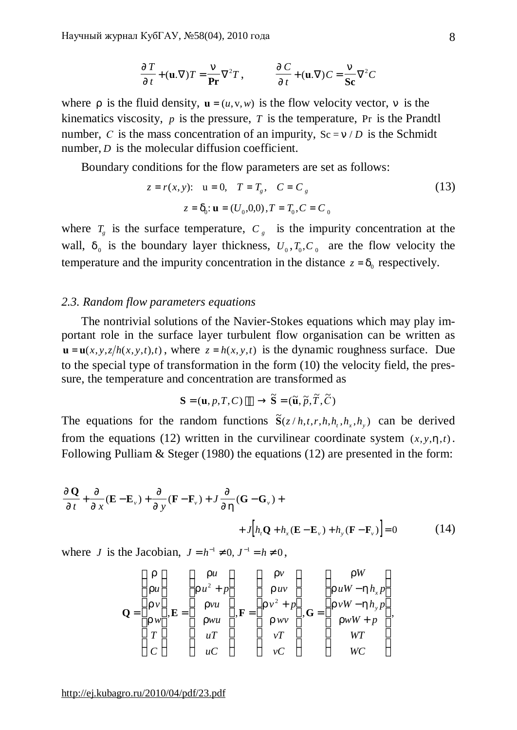$$\frac{\partial T}{\partial t} + (\mathbf{u}.\nabla)T = \frac{\nu}{\mathbf{Pr}}\nabla^2 T, \qquad \frac{\partial C}{\partial t} + (\mathbf{u}.\nabla)C = \frac{\nu}{\mathbf{Sc}}\nabla^2 C$$

where $\rho$ is the fluid density, $\mathbf{u} = (u, v, w)$ is the flow velocity vector, $\nu$ is the kinematics viscosity, $p$ is the pressure, $T$ is the temperature, $\Pr$ is the Prandtl number, $C$ is the mass concentration of an impurity, $Sc = \nu / D$ is the Schmidt number, $D$ is the molecular diffusion coefficient.

Boundary conditions for the flow parameters are set as follows:

$$z = r(x, y): \quad u = 0, \quad T = T_g, \quad C = C_g \tag{13}$$

$$z = \delta_0 : \mathbf{u} = (U_0, 0, 0), T = T_0, C = C_0$$

where $T_g$ is the surface temperature, $C_g$ is the impurity concentration at the wall, $\delta_0$ is the boundary layer thickness, $U_0, T_0, C_0$ are the flow velocity the temperature and the impurity concentration in the distance $z = \delta_0$ respectively.

*2.3. Random flow parameters equations*

The nontrivial solutions of the Navier-Stokes equations which may play important role in the surface layer turbulent flow organisation can be written as $\mathbf{u} = \mathbf{u}(x, y, z/h(x, y, t), t)$, where $z = h(x, y, t)$ is the dynamic roughness surface. Due to the special type of transformation in the form (10) the velocity field, the pressure, the temperature and concentration are transformed as

$$\mathbf{S} = (\mathbf{u}, p, T, C) \longrightarrow \tilde{\mathbf{S}} = (\tilde{\mathbf{u}}, \tilde{p}, \tilde{T}, \tilde{C})$$

The equations for the random functions $\tilde{\mathbf{S}}(z/h, t, r, h, h_t, h_x, h_y)$ can be derived from the equations (12) written in the curvilinear coordinate system $(x, y, \eta, t)$. Following Pulliam & Steger (1980) the equations (12) are presented in the form:

$$\frac{\partial \mathbf{Q}}{\partial t} + \frac{\partial}{\partial x}(\mathbf{E} - \mathbf{E}_v) + \frac{\partial}{\partial y}(\mathbf{F} - \mathbf{F}_v) + J\frac{\partial}{\partial \eta}(\mathbf{G} - \mathbf{G}_v) +$$
$$+ J\left[h_t \mathbf{Q} + h_x(\mathbf{E} - \mathbf{E}_v) + h_y(\mathbf{F} - \mathbf{F}_v)\right] = 0 \tag{14}$$

where $J$ is the Jacobian, $J = h^{-1} \neq 0, J^{-1} = h \neq 0$,

$$\mathbf{Q} = \begin{pmatrix} \rho \\ \rho u \\ \rho v \\ \rho w \\ T \\ C \end{pmatrix}, \mathbf{E} = \begin{pmatrix} \rho u \\ \rho u^2 + p \\ \rho vu \\ \rho wu \\ uT \\ uC \end{pmatrix}, \mathbf{F} = \begin{pmatrix} \rho v \\ \rho uv \\ \rho v^2 + p \\ \rho wv \\ vT \\ vC \end{pmatrix}, \mathbf{G} = \begin{pmatrix} \rho W \\ \rho uW - \eta h_x p \\ \rho vW - \eta h_y p \\ \rho wW + p \\ WT \\ WC \end{pmatrix},$$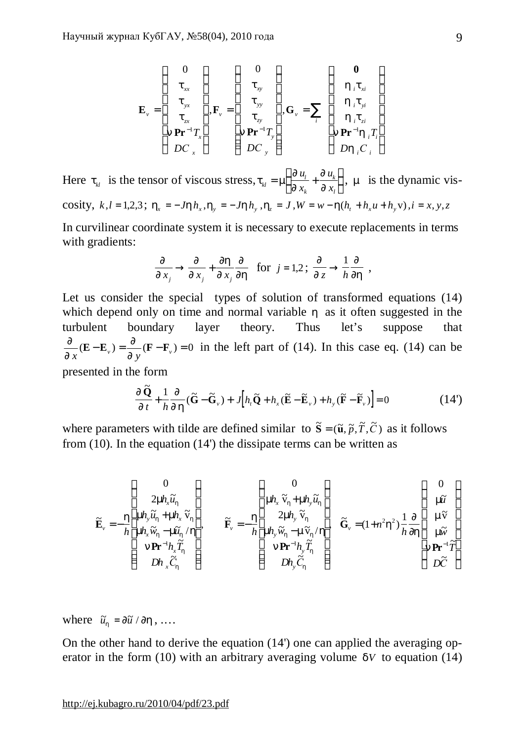$$
\mathbf{E}_v = \begin{pmatrix} 0 \\ \tau_{xx} \\ \tau_{yx} \\ \tau_{zx} \\ \nu\,\mathbf{Pr}^{-1} T_x \\ D C_x \end{pmatrix}, \mathbf{F}_v = \begin{pmatrix} 0 \\ \tau_{xy} \\ \tau_{yy} \\ \tau_{zy} \\ \nu\,\mathbf{Pr}^{-1} T_y \\ D C_y \end{pmatrix}, \mathbf{G}_v = \sum_i \begin{pmatrix} \mathbf{0} \\ \eta_i \tau_{xi} \\ \eta_i \tau_{yi} \\ \eta_i \tau_{zi} \\ \nu\,\mathbf{Pr}^{-1} \eta_i T_i \\ D \eta_i C_i \end{pmatrix}
$$

Here $\tau_{kl}$ is the tensor of viscous stress, $\tau_{kl} = \mu \left( \frac{\partial u_l}{\partial x_k} + \frac{\partial u_k}{\partial x_l} \right)$, $\mu$ is the dynamic viscosity, $k,l = 1,2,3$; $\eta_x = -J\eta h_x, \eta_y = -J\eta h_y, \eta_z = J, W = w - \eta(h_t + h_x u + h_y v), i = x, y, z$

In curvilinear coordinate system it is necessary to execute replacements in terms with gradients:

$$
\frac{\partial}{\partial x_j} \to \frac{\partial}{\partial x_j} + \frac{\partial \eta}{\partial x_j} \frac{\partial}{\partial \eta} \quad \text{for } j = 1,2 \,; \; \frac{\partial}{\partial z} \to \frac{1}{h} \frac{\partial}{\partial \eta} \;,
$$

Let us consider the special types of solution of transformed equations (14) which depend only on time and normal variable $\eta$ as it often suggested in the turbulent boundary layer theory. Thus let’s suppose that $\frac{\partial}{\partial x}(\mathbf{E} - \mathbf{E}_v) = \frac{\partial}{\partial y}(\mathbf{F} - \mathbf{F}_v) = 0$ in the left part of (14). In this case eq. (14) can be presented in the form

$$
\frac{\partial \tilde{\mathbf{Q}}}{\partial t} + \frac{1}{h} \frac{\partial}{\partial \eta} (\tilde{\mathbf{G}} - \tilde{\mathbf{G}}_v) + J \left[ h_t \tilde{\mathbf{Q}} + h_x (\tilde{\mathbf{E}} - \tilde{\mathbf{E}}_v) + h_y (\tilde{\mathbf{F}} - \tilde{\mathbf{F}}_v) \right] = 0 \tag{14'}
$$

where parameters with tilde are defined similar to $\tilde{\mathbf{S}} = (\tilde{\mathbf{u}}, \tilde{p}, \tilde{T}, \tilde{C})$ as it follows from (10). In the equation (14') the dissipate terms can be written as

$$
\tilde{\mathbf{E}}_v = -\frac{\eta}{h} \begin{pmatrix} 0 \\ 2\mu h_x \tilde{u}_\eta \\ \mu h_y \tilde{u}_\eta + \mu h_x \tilde{v}_\eta \\ \mu h_x \tilde{w}_\eta - \mu \tilde{u}_\eta / \eta \\ \nu\,\mathbf{Pr}^{-1} h_x \tilde{T}_\eta \\ D h_x \tilde{C}_\eta \end{pmatrix}, \quad \tilde{\mathbf{F}}_v = -\frac{\eta}{h} \begin{pmatrix} 0 \\ \mu h_x \tilde{v}_\eta + \mu h_y \tilde{u}_\eta \\ 2\mu h_y \tilde{v}_\eta \\ \mu h_y \tilde{w}_\eta - \mu \tilde{v}_\eta / \eta \\ \nu\,\mathbf{Pr}^{-1} h_y \tilde{T}_\eta \\ D h_y \tilde{C}_\eta \end{pmatrix}, \quad \tilde{\mathbf{G}}_v = (1 + n^2 \eta^2) \frac{1}{h} \frac{\partial}{\partial \eta} \begin{pmatrix} 0 \\ \mu \tilde{u} \\ \mu \tilde{v} \\ \mu \tilde{w} \\ \nu\,\mathbf{Pr}^{-1} \tilde{T} \\ D \tilde{C} \end{pmatrix}
$$

where $\tilde{u}_\eta = \partial \tilde{u} / \partial \eta$, ….

On the other hand to derive the equation (14') one can applied the averaging operator in the form (10) with an arbitrary averaging volume $\delta V$ to equation (14)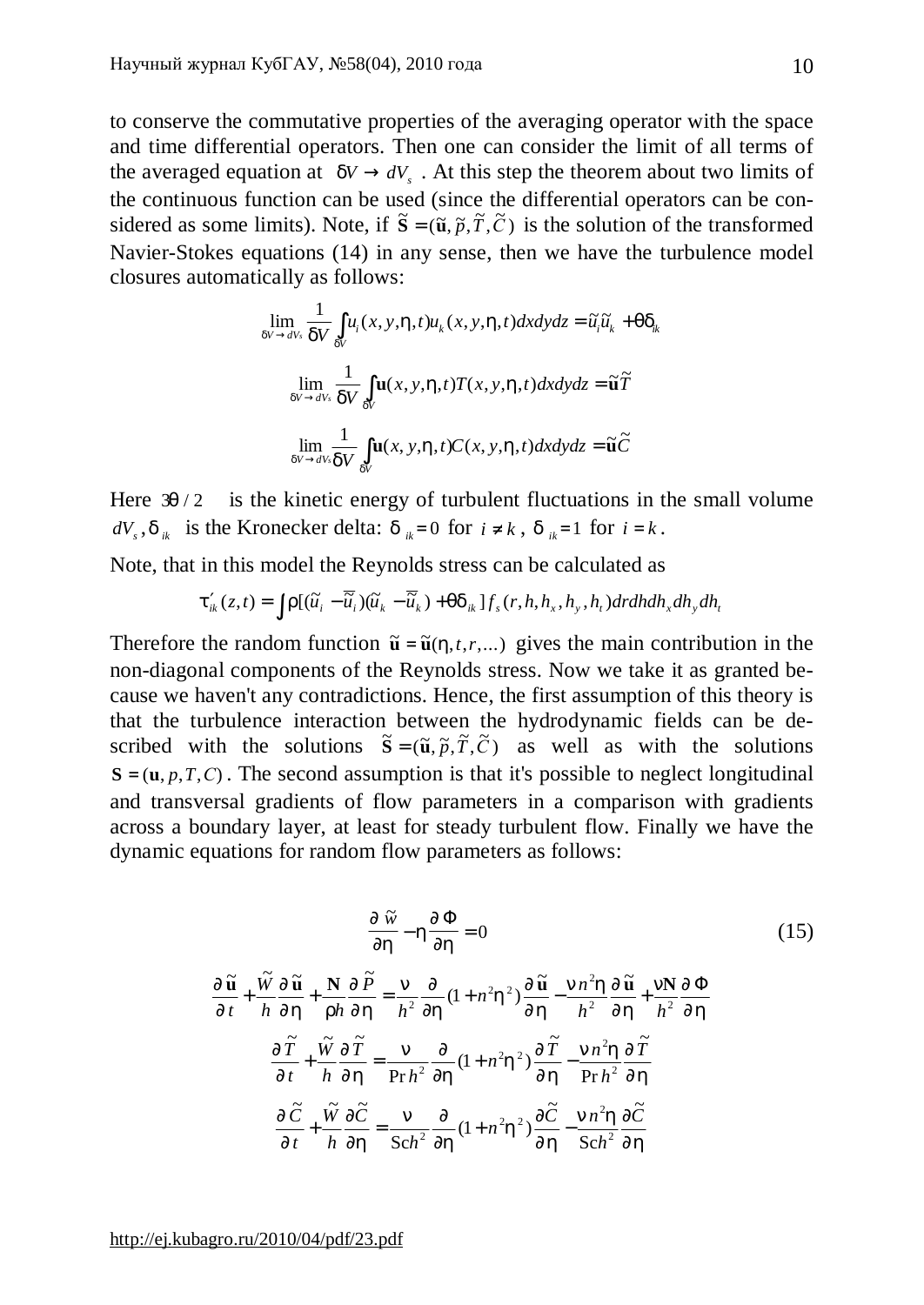to conserve the commutative properties of the averaging operator with the space and time differential operators. Then one can consider the limit of all terms of the averaged equation at $\delta V \to dV_s$ . At this step the theorem about two limits of the continuous function can be used (since the differential operators can be considered as some limits). Note, if $\tilde{\mathbf{S}} = (\tilde{\mathbf{u}}, \tilde{p}, \tilde{T}, \tilde{C})$ is the solution of the transformed Navier-Stokes equations (14) in any sense, then we have the turbulence model closures automatically as follows:

$$\lim_{\delta V \to dV_s} \frac{1}{\delta V} \int_{\delta V} u_i(x, y, \eta, t) u_k(x, y, \eta, t) dx dy dz = \tilde{u}_i \tilde{u}_k + \theta \delta_{ik}$$

$$\lim_{\delta V \to dV_s} \frac{1}{\delta V} \int_{\delta V} \mathbf{u}(x, y, \eta, t) T(x, y, \eta, t) dx dy dz = \tilde{\mathbf{u}} \tilde{T}$$

$$\lim_{\delta V \to dV_s} \frac{1}{\delta V} \int_{\delta V} \mathbf{u}(x, y, \eta, t) C(x, y, \eta, t) dx dy dz = \tilde{\mathbf{u}} \tilde{C}$$

Here $3\theta/2$ is the kinetic energy of turbulent fluctuations in the small volume $dV_s$, $\delta_{ik}$ is the Kronecker delta: $\delta_{ik} = 0$ for $i \neq k$, $\delta_{ik} = 1$ for $i = k$.

Note, that in this model the Reynolds stress can be calculated as

$$\tau'_{ik}(z, t) = \int \rho[(\tilde{u}_i - \bar{\tilde{u}}_i)(\tilde{u}_k - \bar{\tilde{u}}_k) + \theta \delta_{ik}] f_s(r, h, h_x, h_y, h_t) dr dh dh_x dh_y dh_t$$

Therefore the random function $\tilde{\mathbf{u}} = \tilde{\mathbf{u}}(\eta, t, r, ...)$ gives the main contribution in the non-diagonal components of the Reynolds stress. Now we take it as granted because we haven't any contradictions. Hence, the first assumption of this theory is that the turbulence interaction between the hydrodynamic fields can be described with the solutions $\tilde{\mathbf{S}} = (\tilde{\mathbf{u}}, \tilde{p}, \tilde{T}, \tilde{C})$ as well as with the solutions $\mathbf{S} = (\mathbf{u}, p, T, C)$. The second assumption is that it's possible to neglect longitudinal and transversal gradients of flow parameters in a comparison with gradients across a boundary layer, at least for steady turbulent flow. Finally we have the dynamic equations for random flow parameters as follows:

$$\frac{\partial \tilde{w}}{\partial \eta} - \eta \frac{\partial \Phi}{\partial \eta} = 0 \tag{15}$$

$$\frac{\partial \tilde{\mathbf{u}}}{\partial t} + \frac{\tilde{W}}{h} \frac{\partial \tilde{\mathbf{u}}}{\partial \eta} + \frac{\mathbf{N}}{\rho h} \frac{\partial \tilde{P}}{\partial \eta} = \frac{\nu}{h^2} \frac{\partial}{\partial \eta} (1 + n^2 \eta^2) \frac{\partial \tilde{\mathbf{u}}}{\partial \eta} - \frac{\nu n^2 \eta}{h^2} \frac{\partial \tilde{\mathbf{u}}}{\partial \eta} + \frac{\nu \mathbf{N}}{h^2} \frac{\partial \Phi}{\partial \eta}$$

$$\frac{\partial \tilde{T}}{\partial t} + \frac{\tilde{W}}{h} \frac{\partial \tilde{T}}{\partial \eta} = \frac{\nu}{\Pr h^2} \frac{\partial}{\partial \eta} (1 + n^2 \eta^2) \frac{\partial \tilde{T}}{\partial \eta} - \frac{\nu n^2 \eta}{\Pr h^2} \frac{\partial \tilde{T}}{\partial \eta}$$

$$\frac{\partial \tilde{C}}{\partial t} + \frac{\tilde{W}}{h} \frac{\partial \tilde{C}}{\partial \eta} = \frac{\nu}{\mathrm{Sc} h^2} \frac{\partial}{\partial \eta} (1 + n^2 \eta^2) \frac{\partial \tilde{C}}{\partial \eta} - \frac{\nu n^2 \eta}{\mathrm{Sc} h^2} \frac{\partial \tilde{C}}{\partial \eta}$$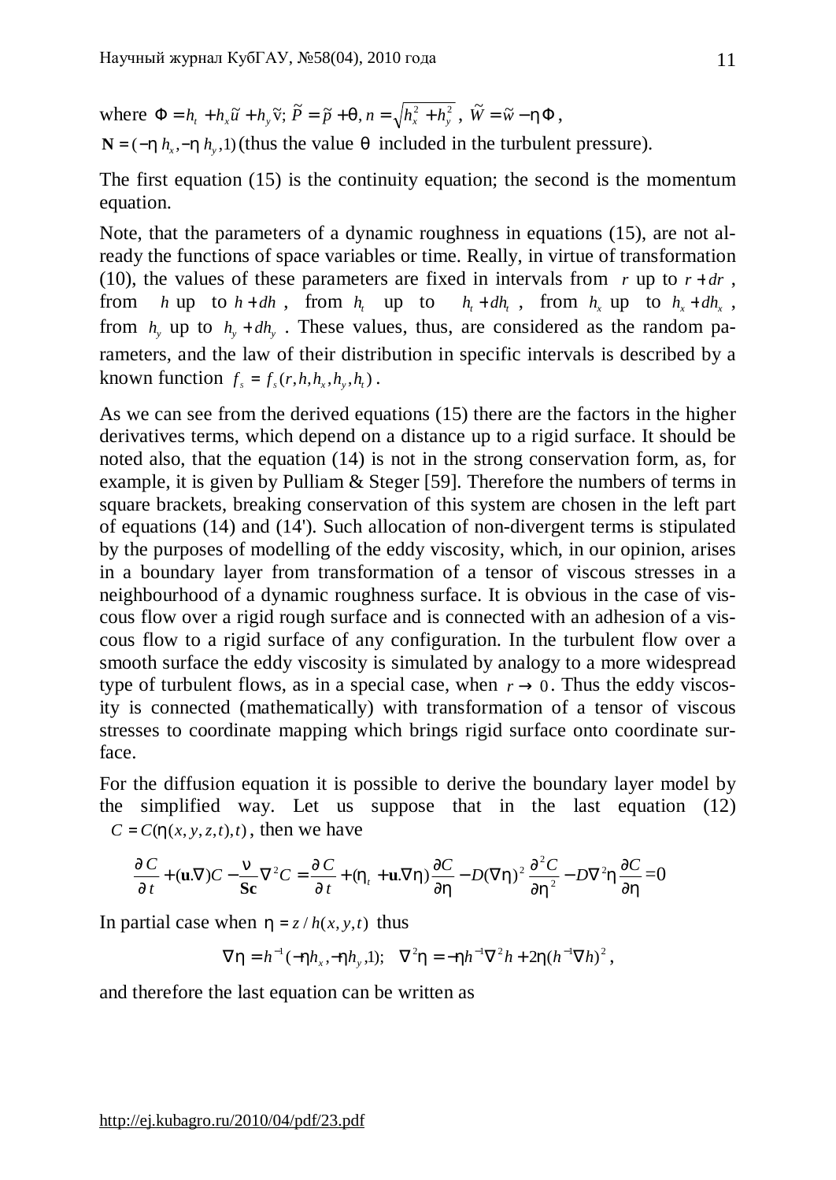where $\Phi = h_t + h_x \tilde{u} + h_y \tilde{v}$; $\tilde{P} = \tilde{p} + \theta$, $n = \sqrt{h_x^2 + h_y^2}$, $\tilde{W} = \tilde{w} - \eta\Phi$,

$\mathbf{N} = (-\eta\, h_x, -\eta\, h_y, 1)$ (thus the value $\theta$ included in the turbulent pressure).

The first equation (15) is the continuity equation; the second is the momentum equation.

Note, that the parameters of a dynamic roughness in equations (15), are not already the functions of space variables or time. Really, in virtue of transformation (10), the values of these parameters are fixed in intervals from $r$ up to $r + dr$, from $h$ up to $h + dh$, from $h_t$ up to $h_t + dh_t$, from $h_x$ up to $h_x + dh_x$, from $h_y$ up to $h_y + dh_y$. These values, thus, are considered as the random parameters, and the law of their distribution in specific intervals is described by a known function $f_s = f_s(r, h, h_x, h_y, h_t)$.

As we can see from the derived equations (15) there are the factors in the higher derivatives terms, which depend on a distance up to a rigid surface. It should be noted also, that the equation (14) is not in the strong conservation form, as, for example, it is given by Pulliam & Steger [59]. Therefore the numbers of terms in square brackets, breaking conservation of this system are chosen in the left part of equations (14) and (14'). Such allocation of non-divergent terms is stipulated by the purposes of modelling of the eddy viscosity, which, in our opinion, arises in a boundary layer from transformation of a tensor of viscous stresses in a neighbourhood of a dynamic roughness surface. It is obvious in the case of viscous flow over a rigid rough surface and is connected with an adhesion of a viscous flow to a rigid surface of any configuration. In the turbulent flow over a smooth surface the eddy viscosity is simulated by analogy to a more widespread type of turbulent flows, as in a special case, when $r \to 0$. Thus the eddy viscosity is connected (mathematically) with transformation of a tensor of viscous stresses to coordinate mapping which brings rigid surface onto coordinate surface.

For the diffusion equation it is possible to derive the boundary layer model by the simplified way. Let us suppose that in the last equation (12) $C = C(\eta(x, y, z, t), t)$, then we have

$$\frac{\partial C}{\partial t} + (\mathbf{u}.\nabla)C - \frac{\nu}{\mathbf{Sc}}\nabla^2 C = \frac{\partial C}{\partial t} + (\eta_t + \mathbf{u}.\nabla\eta)\frac{\partial C}{\partial \eta} - D(\nabla\eta)^2\frac{\partial^2 C}{\partial \eta^2} - D\nabla^2\eta\frac{\partial C}{\partial \eta} = 0$$

In partial case when $\eta = z / h(x, y, t)$ thus

$$\nabla\eta = h^{-1}(-\eta h_x, -\eta h_y, 1); \quad \nabla^2\eta = -\eta h^{-1}\nabla^2 h + 2\eta(h^{-1}\nabla h)^2,$$

and therefore the last equation can be written as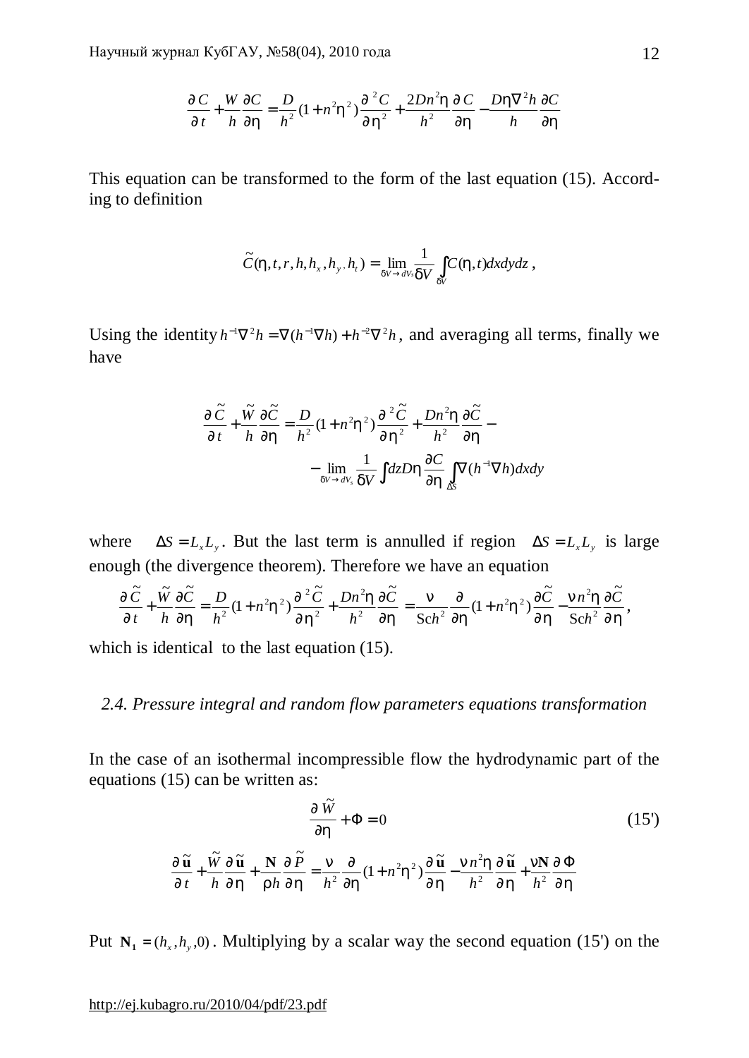$$\frac{\partial C}{\partial t}+\frac{W}{h}\frac{\partial C}{\partial \eta}=\frac{D}{h^2}(1+n^2\eta^2)\frac{\partial^2 C}{\partial \eta^2}+\frac{2Dn^2\eta}{h^2}\frac{\partial C}{\partial \eta}-\frac{D\eta\nabla^2 h}{h}\frac{\partial C}{\partial \eta}$$

This equation can be transformed to the form of the last equation (15). According to definition

$$\tilde{C}(\eta,t,r,h,h_x,h_y,h_t)=\lim_{\delta V\to dV_s}\frac{1}{\delta V}\int_{\delta V}C(\eta,t)dxdydz\,,$$

Using the identity $h^{-1}\nabla^2 h=\nabla(h^{-1}\nabla h)+h^{-2}\nabla^2 h$, and averaging all terms, finally we have

$$\frac{\partial \tilde{C}}{\partial t}+\frac{\tilde{W}}{h}\frac{\partial \tilde{C}}{\partial \eta}=\frac{D}{h^2}(1+n^2\eta^2)\frac{\partial^2 \tilde{C}}{\partial \eta^2}+\frac{Dn^2\eta}{h^2}\frac{\partial \tilde{C}}{\partial \eta}-$$
$$-\lim_{\delta V\to dV_s}\frac{1}{\delta V}\int dz D\eta\frac{\partial C}{\partial \eta}\int_{\Delta S}\nabla(h^{-1}\nabla h)dxdy$$

where $\Delta S=L_xL_y$. But the last term is annulled if region $\Delta S=L_xL_y$ is large enough (the divergence theorem). Therefore we have an equation

$$\frac{\partial \tilde{C}}{\partial t}+\frac{\tilde{W}}{h}\frac{\partial \tilde{C}}{\partial \eta}=\frac{D}{h^2}(1+n^2\eta^2)\frac{\partial^2 \tilde{C}}{\partial \eta^2}+\frac{Dn^2\eta}{h^2}\frac{\partial \tilde{C}}{\partial \eta}=\frac{\nu}{\mathrm{Sc}h^2}\frac{\partial}{\partial \eta}(1+n^2\eta^2)\frac{\partial \tilde{C}}{\partial \eta}-\frac{\nu n^2\eta}{\mathrm{Sc}h^2}\frac{\partial \tilde{C}}{\partial \eta},$$

which is identical to the last equation (15).

### 2.4. Pressure integral and random flow parameters equations transformation

In the case of an isothermal incompressible flow the hydrodynamic part of the equations (15) can be written as:

$$\frac{\partial \tilde{W}}{\partial \eta}+\Phi=0 \qquad (15')$$

$$\frac{\partial \tilde{\mathbf{u}}}{\partial t}+\frac{\tilde{W}}{h}\frac{\partial \tilde{\mathbf{u}}}{\partial \eta}+\frac{\mathbf{N}}{\rho h}\frac{\partial \tilde{P}}{\partial \eta}=\frac{\nu}{h^2}\frac{\partial}{\partial \eta}(1+n^2\eta^2)\frac{\partial \tilde{\mathbf{u}}}{\partial \eta}-\frac{\nu n^2\eta}{h^2}\frac{\partial \tilde{\mathbf{u}}}{\partial \eta}+\frac{\nu\mathbf{N}}{h^2}\frac{\partial \Phi}{\partial \eta}$$

Put $\mathbf{N_1}=(h_x,h_y,0)$. Multiplying by a scalar way the second equation (15') on the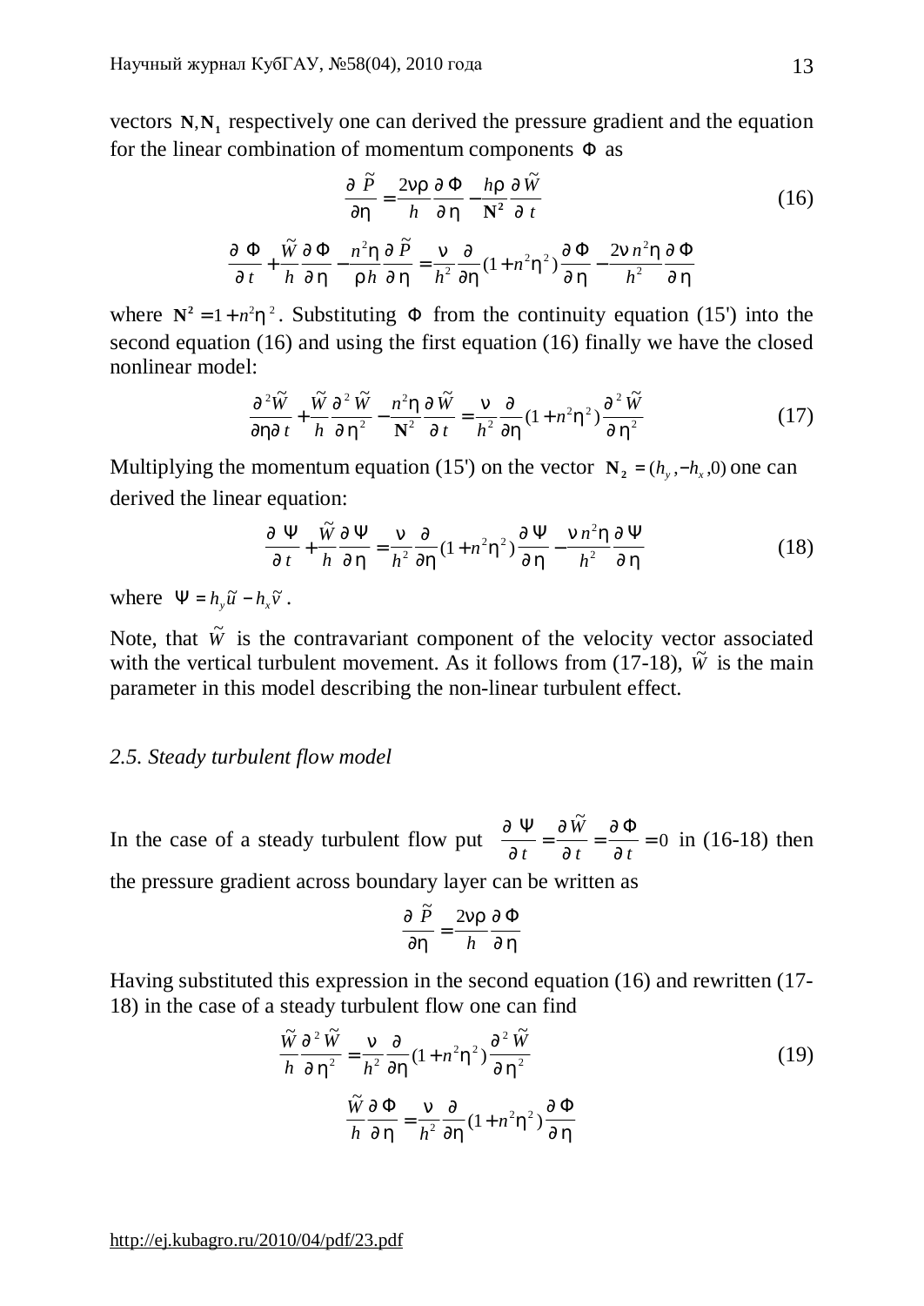vectors $\mathbf{N}, \mathbf{N_1}$ respectively one can derived the pressure gradient and the equation for the linear combination of momentum components $\Phi$ as

$$\frac{\partial \tilde{P}}{\partial \eta} = \frac{2\nu\rho}{h}\frac{\partial \Phi}{\partial \eta} - \frac{h\rho}{\mathbf{N^2}}\frac{\partial \tilde{W}}{\partial t} \tag{16}$$

$$\frac{\partial \Phi}{\partial t} + \frac{\tilde{W}}{h}\frac{\partial \Phi}{\partial \eta} - \frac{n^2\eta}{\rho h}\frac{\partial \tilde{P}}{\partial \eta} = \frac{\nu}{h^2}\frac{\partial}{\partial \eta}(1+n^2\eta^2)\frac{\partial \Phi}{\partial \eta} - \frac{2\nu n^2\eta}{h^2}\frac{\partial \Phi}{\partial \eta}$$

where $\mathbf{N^2} = 1 + n^2\eta^2$. Substituting $\Phi$ from the continuity equation (15') into the second equation (16) and using the first equation (16) finally we have the closed nonlinear model:

$$\frac{\partial^2 \tilde{W}}{\partial \eta \partial t} + \frac{\tilde{W}}{h}\frac{\partial^2 \tilde{W}}{\partial \eta^2} - \frac{n^2\eta}{\mathbf{N}^2}\frac{\partial \tilde{W}}{\partial t} = \frac{\nu}{h^2}\frac{\partial}{\partial \eta}(1+n^2\eta^2)\frac{\partial^2 \tilde{W}}{\partial \eta^2} \tag{17}$$

Multiplying the momentum equation (15') on the vector $\mathbf{N_2} = (h_y, -h_x, 0)$ one can derived the linear equation:

$$\frac{\partial \Psi}{\partial t} + \frac{\tilde{W}}{h}\frac{\partial \Psi}{\partial \eta} = \frac{\nu}{h^2}\frac{\partial}{\partial \eta}(1+n^2\eta^2)\frac{\partial \Psi}{\partial \eta} - \frac{\nu n^2\eta}{h^2}\frac{\partial \Psi}{\partial \eta} \tag{18}$$

where $\Psi = h_y\tilde{u} - h_x\tilde{v}$.

Note, that $\tilde{W}$ is the contravariant component of the velocity vector associated with the vertical turbulent movement. As it follows from (17-18), $\tilde{W}$ is the main parameter in this model describing the non-linear turbulent effect.

### *2.5. Steady turbulent flow model*

In the case of a steady turbulent flow put $\frac{\partial \Psi}{\partial t} = \frac{\partial \tilde{W}}{\partial t} = \frac{\partial \Phi}{\partial t} = 0$ in (16-18) then the pressure gradient across boundary layer can be written as

$$\frac{\partial \tilde{P}}{\partial \eta} = \frac{2\nu\rho}{h}\frac{\partial \Phi}{\partial \eta}$$

Having substituted this expression in the second equation (16) and rewritten (17-18) in the case of a steady turbulent flow one can find

$$\frac{\tilde{W}}{h}\frac{\partial^2 \tilde{W}}{\partial \eta^2} = \frac{\nu}{h^2}\frac{\partial}{\partial \eta}(1+n^2\eta^2)\frac{\partial^2 \tilde{W}}{\partial \eta^2} \tag{19}$$

$$\frac{\tilde{W}}{h}\frac{\partial \Phi}{\partial \eta} = \frac{\nu}{h^2}\frac{\partial}{\partial \eta}(1+n^2\eta^2)\frac{\partial \Phi}{\partial \eta}$$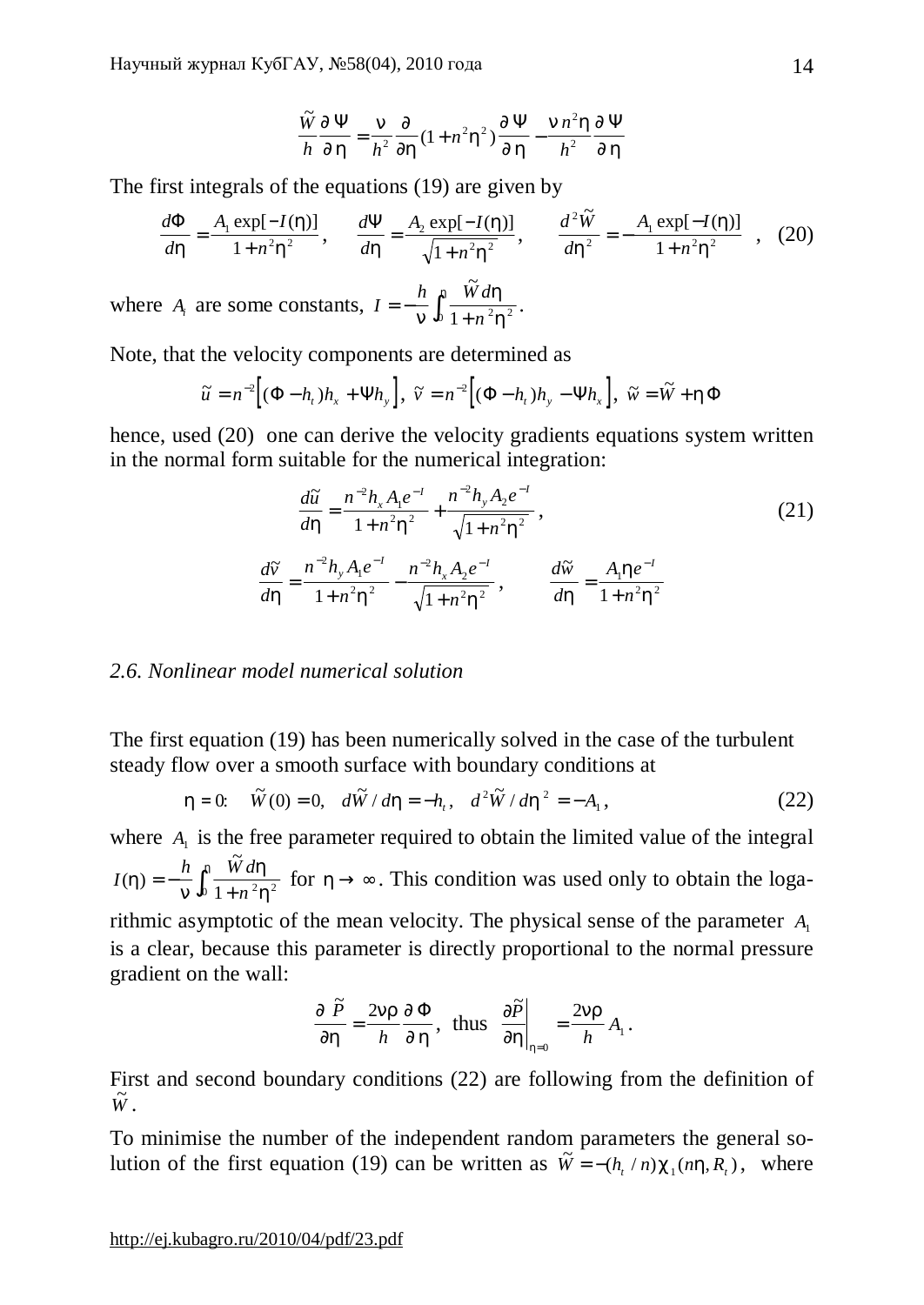$$\frac{\tilde{W}}{h}\frac{\partial \Psi}{\partial \eta} = \frac{\nu}{h^2}\frac{\partial}{\partial \eta}(1+n^2\eta^2)\frac{\partial \Psi}{\partial \eta} - \frac{\nu n^2 \eta}{h^2}\frac{\partial \Psi}{\partial \eta}$$

The first integrals of the equations (19) are given by

$$\frac{d\Phi}{d\eta} = \frac{A_1 \exp[-I(\eta)]}{1+n^2\eta^2}, \quad \frac{d\Psi}{d\eta} = \frac{A_2 \exp[-I(\eta)]}{\sqrt{1+n^2\eta^2}}, \quad \frac{d^2\tilde{W}}{d\eta^2} = -\frac{A_1 \exp[-I(\eta)]}{1+n^2\eta^2} \quad , \quad (20)$$

where $A_i$ are some constants, $I = -\frac{h}{\nu}\int_0^{\eta} \frac{\tilde{W} d\eta}{1+n^2\eta^2}$.

Note, that the velocity components are determined as

$$\tilde{u} = n^{-2}\left[(\Phi - h_t)h_x + \Psi h_y\right], \ \tilde{v} = n^{-2}\left[(\Phi - h_t)h_y - \Psi h_x\right], \ \tilde{w} = \tilde{W} + \eta\Phi$$

hence, used (20) one can derive the velocity gradients equations system written in the normal form suitable for the numerical integration:

$$\frac{d\tilde{u}}{d\eta} = \frac{n^{-2}h_x A_1 e^{-I}}{1+n^2\eta^2} + \frac{n^{-2}h_y A_2 e^{-I}}{\sqrt{1+n^2\eta^2}}, \quad (21)$$

$$\frac{d\tilde{v}}{d\eta} = \frac{n^{-2}h_y A_1 e^{-I}}{1+n^2\eta^2} - \frac{n^{-2}h_x A_2 e^{-I}}{\sqrt{1+n^2\eta^2}}, \qquad \frac{d\tilde{w}}{d\eta} = \frac{A_1 \eta e^{-I}}{1+n^2\eta^2}$$

### *2.6. Nonlinear model numerical solution*

The first equation (19) has been numerically solved in the case of the turbulent steady flow over a smooth surface with boundary conditions at

$$\eta = 0: \quad \tilde{W}(0) = 0, \quad d\tilde{W}/d\eta = -h_t, \quad d^2\tilde{W}/d\eta^2 = -A_1, \quad (22)$$

where $A_1$ is the free parameter required to obtain the limited value of the integral $I(\eta) = -\frac{h}{\nu}\int_0^{\eta} \frac{\tilde{W} d\eta}{1+n^2\eta^2}$ for $\eta \to \infty$. This condition was used only to obtain the logarithmic asymptotic of the mean velocity. The physical sense of the parameter $A_1$ is a clear, because this parameter is directly proportional to the normal pressure gradient on the wall:

$$\frac{\partial \tilde{P}}{\partial \eta} = \frac{2\nu\rho}{h}\frac{\partial \Phi}{\partial \eta}, \text{ thus } \left.\frac{\partial \tilde{P}}{\partial \eta}\right|_{\eta=0} = \frac{2\nu\rho}{h} A_1 .$$

First and second boundary conditions (22) are following from the definition of $\tilde{W}$.

To minimise the number of the independent random parameters the general solution of the first equation (19) can be written as $\tilde{W} = -(h_t/n)\chi_1(n\eta, R_t)$, where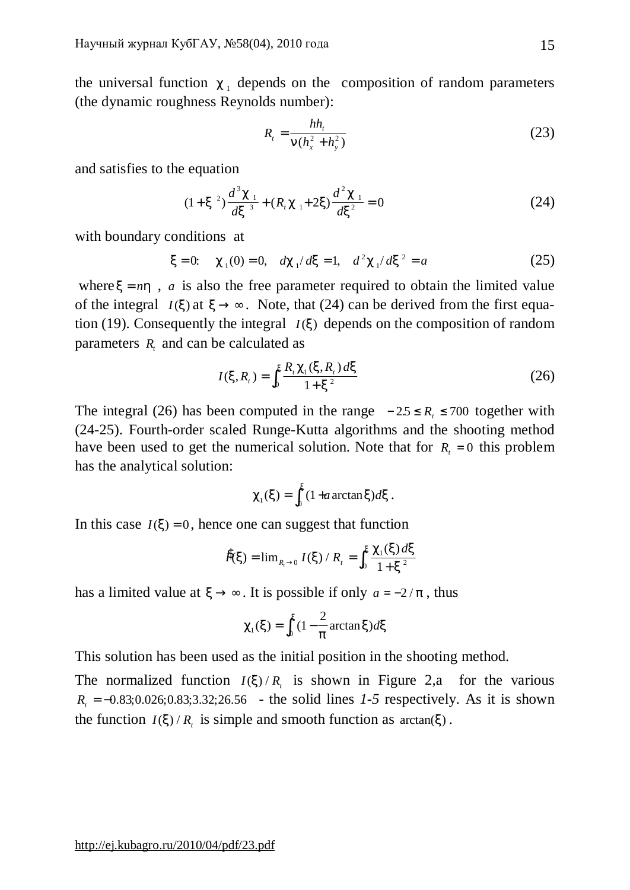the universal function $\chi_1$ depends on the composition of random parameters (the dynamic roughness Reynolds number):

$$R_t = \frac{hh_t}{\nu(h_x^2 + h_y^2)} \tag{23}$$

and satisfies to the equation

$$(1+\xi^2)\frac{d^3\chi_1}{d\xi^3} + (R_t\chi_1 + 2\xi)\frac{d^2\chi_1}{d\xi^2} = 0 \tag{24}$$

with boundary conditions at

$$\xi = 0: \quad \chi_1(0) = 0, \quad d\chi_1/d\xi = 1, \quad d^2\chi_1/d\xi^2 = a \tag{25}$$

where $\xi = n\eta$, $a$ is also the free parameter required to obtain the limited value of the integral $I(\xi)$ at $\xi \to \infty$. Note, that (24) can be derived from the first equation (19). Consequently the integral $I(\xi)$ depends on the composition of random parameters $R_t$ and can be calculated as

$$I(\xi, R_t) = \int_0^\xi \frac{R_t \chi_1(\xi, R_t)\, d\xi}{1+\xi^2} \tag{26}$$

The integral (26) has been computed in the range $-2.5 \le R_t \le 700$ together with (24-25). Fourth-order scaled Runge-Kutta algorithms and the shooting method have been used to get the numerical solution. Note that for $R_t = 0$ this problem has the analytical solution:

$$\chi_1(\xi) = \int_0^\xi (1 + a \arctan\xi)d\xi \,.$$

In this case $I(\xi) = 0$, hence one can suggest that function

$$\hat{I}(\xi) = \lim_{R_t \to 0} I(\xi)/R_t = \int_0^\xi \frac{\chi_1(\xi)\, d\xi}{1+\xi^2}$$

has a limited value at $\xi \to \infty$. It is possible if only $a = -2/\pi$, thus

$$\chi_1(\xi) = \int_0^\xi (1 - \frac{2}{\pi}\arctan\xi)d\xi$$

This solution has been used as the initial position in the shooting method.

The normalized function $I(\xi)/R_t$ is shown in Figure 2,a for the various $R_t = -0.83; 0.026; 0.83; 3.32; 26.56$ - the solid lines *1-5* respectively. As it is shown the function $I(\xi)/R_t$ is simple and smooth function as $\arctan(\xi)$.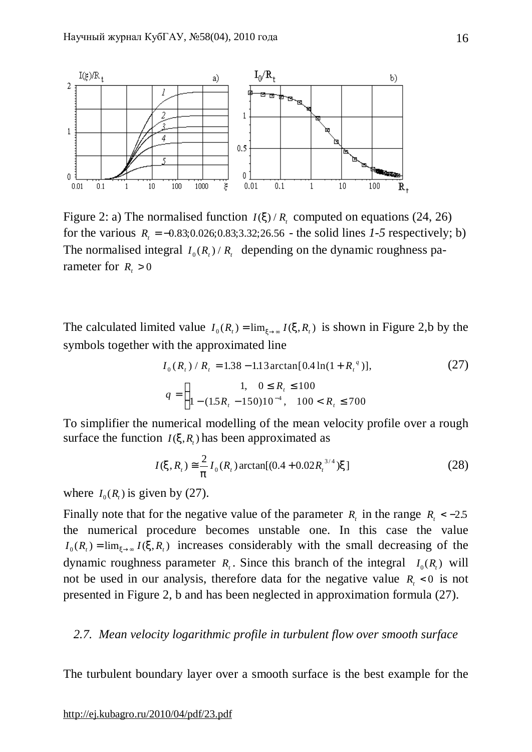Figure 2: a) The normalised function $I(\xi)/R_t$ computed on equations (24, 26) for the various $R_t = -0.83; 0.026; 0.83; 3.32; 26.56$ - the solid lines *1-5* respectively; b) The normalised integral $I_0(R_t)/R_t$ depending on the dynamic roughness parameter for $R_t > 0$

The calculated limited value $I_0(R_t) = \lim_{\xi \to \infty} I(\xi, R_t)$ is shown in Figure 2,b by the symbols together with the approximated line

$$I_0(R_t)/R_t = 1.38 - 1.13 \arctan[0.4 \ln(1 + R_t^{\,q})], \tag{27}$$

$$q = \begin{cases} 1, & 0 \le R_t \le 100 \\ 1 - (1.5R_t - 150)10^{-4}, & 100 < R_t \le 700 \end{cases}$$

To simplifier the numerical modelling of the mean velocity profile over a rough surface the function $I(\xi, R_t)$ has been approximated as

$$I(\xi, R_t) \cong \frac{2}{\pi} I_0(R_t) \arctan[(0.4 + 0.02 R_t^{\,3/4})\xi] \tag{28}$$

where $I_0(R_t)$ is given by (27).

Finally note that for the negative value of the parameter $R_t$ in the range $R_t < -2.5$ the numerical procedure becomes unstable one. In this case the value $I_0(R_t) = \lim_{\xi \to \infty} I(\xi, R_t)$ increases considerably with the small decreasing of the dynamic roughness parameter $R_t$. Since this branch of the integral $I_0(R_t)$ will not be used in our analysis, therefore data for the negative value $R_t < 0$ is not presented in Figure 2, b and has been neglected in approximation formula (27).

### *2.7. Mean velocity logarithmic profile in turbulent flow over smooth surface*

The turbulent boundary layer over a smooth surface is the best example for the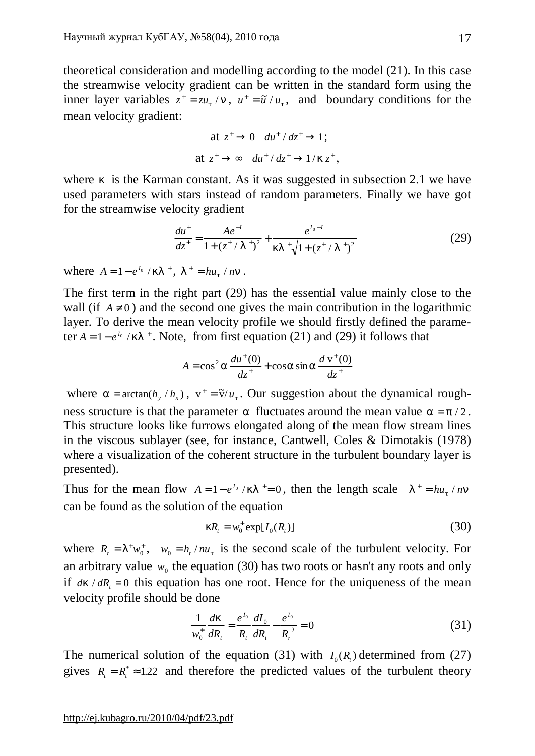theoretical consideration and modelling according to the model (21). In this case the streamwise velocity gradient can be written in the standard form using the inner layer variables $z^+ = z u_\tau / \nu$, $u^+ = \tilde{u} / u_\tau$, and boundary conditions for the mean velocity gradient:

$$\text{at } z^+ \to 0 \quad du^+/dz^+ \to 1;$$

$$\text{at } z^+ \to \infty \quad du^+/dz^+ \to 1/\kappa z^+,$$

where $\kappa$ is the Karman constant. As it was suggested in subsection 2.1 we have used parameters with stars instead of random parameters. Finally we have got for the streamwise velocity gradient

$$\frac{du^+}{dz^+} = \frac{Ae^{-I}}{1+(z^+/\lambda^+)^2} + \frac{e^{I_0 - I}}{\kappa\lambda^+\sqrt{1+(z^+/\lambda^+)^2}} \tag{29}$$

where $A = 1 - e^{I_0}/\kappa\lambda^+$, $\lambda^+ = hu_\tau / n\nu$.

The first term in the right part (29) has the essential value mainly close to the wall (if $A \neq 0$) and the second one gives the main contribution in the logarithmic layer. To derive the mean velocity profile we should firstly defined the parameter $A = 1 - e^{I_0}/\kappa\lambda^+$. Note, from first equation (21) and (29) it follows that

$$A = \cos^2\alpha \frac{du^+(0)}{dz^+} + \cos\alpha \sin\alpha \frac{d\,\mathrm{v}^+(0)}{dz^+}$$

where $\alpha = \arctan(h_y / h_x)$, $\mathrm{v}^+ = \tilde{\mathrm{v}}/u_\tau$. Our suggestion about the dynamical roughness structure is that the parameter $\alpha$ fluctuates around the mean value $\alpha = \pi/2$. This structure looks like furrows elongated along of the mean flow stream lines in the viscous sublayer (see, for instance, Cantwell, Coles & Dimotakis (1978) where a visualization of the coherent structure in the turbulent boundary layer is presented).

Thus for the mean flow $A = 1 - e^{I_0}/\kappa\lambda^+ = 0$, then the length scale $\lambda^+ = hu_\tau / n\nu$ can be found as the solution of the equation

$$\kappa R_t = w_0^+ \exp[I_0(R_t)] \tag{30}$$

where $R_t = \lambda^+ w_0^+$, $w_0 = h_t / n u_\tau$ is the second scale of the turbulent velocity. For an arbitrary value $w_0$ the equation (30) has two roots or hasn't any roots and only if $d\kappa / dR_t = 0$ this equation has one root. Hence for the uniqueness of the mean velocity profile should be done

$$\frac{1}{w_0^+}\frac{d\kappa}{dR_t} = \frac{e^{I_0}}{R_t}\frac{dI_0}{dR_t} - \frac{e^{I_0}}{R_t^{\,2}} = 0 \tag{31}$$

The numerical solution of the equation (31) with $I_0(R_t)$ determined from (27) gives $R_t = R_t^* \approx 1.22$ and therefore the predicted values of the turbulent theory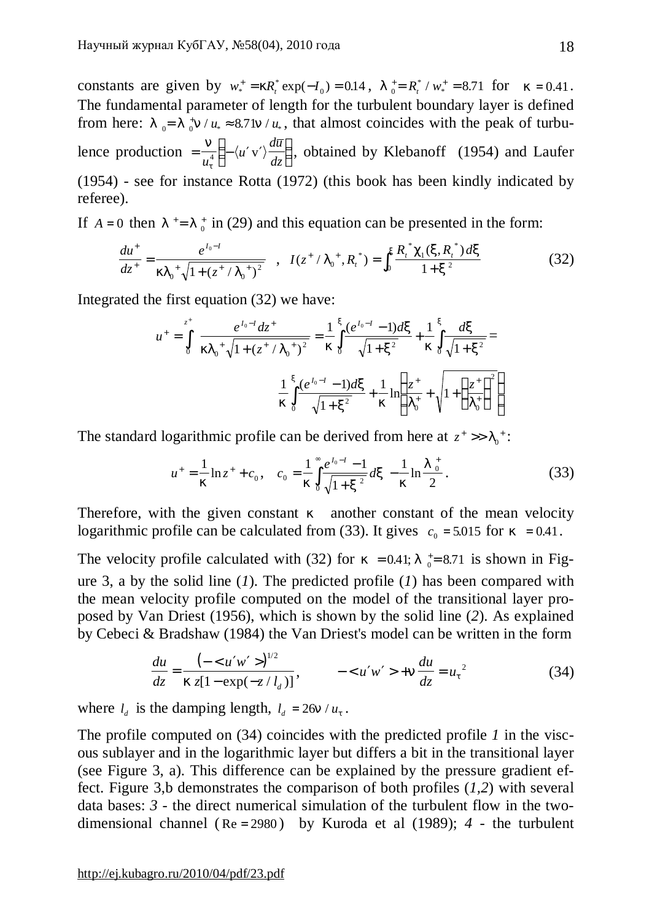constants are given by $w_*^+ = \kappa R_t^* \exp(-I_0) = 0.14$, $\lambda_0^+ = R_t^* / w_*^+ = 8.71$ for $\kappa = 0.41$. The fundamental parameter of length for the turbulent boundary layer is defined from here: $\lambda_0 = \lambda_0^+ \nu / u_* \approx 8.71 \nu / u_*$, that almost coincides with the peak of turbulence production $= \frac{\nu}{u_\tau^4} \left( -\langle u' \mathrm{v}' \rangle \frac{d\bar{u}}{dz} \right)$, obtained by Klebanoff (1954) and Laufer (1954) - see for instance Rotta (1972) (this book has been kindly indicated by referee).

If $A = 0$ then $\lambda^+ = \lambda_0^+$ in (29) and this equation can be presented in the form:

$$\frac{du^+}{dz^+} = \frac{e^{I_0 - I}}{\kappa \lambda_0^+ \sqrt{1 + (z^+ / \lambda_0^+)^2}} \quad , \quad I(z^+ / \lambda_0^+, R_t^*) = \int_0^\xi \frac{R_t^* \chi_1(\xi, R_t^*) \, d\xi}{1 + \xi^2} \tag{32}$$

Integrated the first equation (32) we have:

$$u^+ = \int_0^{z^+} \frac{e^{I_0 - I} dz^+}{\kappa \lambda_0^+ \sqrt{1 + (z^+ / \lambda_0^+)^2}} = \frac{1}{\kappa} \int_0^\xi \frac{(e^{I_0 - I} - 1) d\xi}{\sqrt{1 + \xi^2}} + \frac{1}{\kappa} \int_0^\xi \frac{d\xi}{\sqrt{1 + \xi^2}} =$$

$$\frac{1}{\kappa} \int_0^\xi \frac{(e^{I_0 - I} - 1) d\xi}{\sqrt{1 + \xi^2}} + \frac{1}{\kappa} \ln \left( \frac{z^+}{\lambda_0^+} + \sqrt{1 + \left( \frac{z^+}{\lambda_0^+} \right)^2} \right)$$

The standard logarithmic profile can be derived from here at $z^+ >> \lambda_0^+$:

$$u^+ = \frac{1}{\kappa} \ln z^+ + c_0, \quad c_0 = \frac{1}{\kappa} \int_0^\infty \frac{e^{I_0 - I} - 1}{\sqrt{1 + \xi^2}} d\xi - \frac{1}{\kappa} \ln \frac{\lambda_0^+}{2}. \tag{33}$$

Therefore, with the given constant $\kappa$ another constant of the mean velocity logarithmic profile can be calculated from (33). It gives $c_0 = 5.015$ for $\kappa = 0.41$.

The velocity profile calculated with (32) for $\kappa = 0.41; \lambda_0^+ = 8.71$ is shown in Figure 3, a by the solid line (*1*). The predicted profile (*1*) has been compared with the mean velocity profile computed on the model of the transitional layer proposed by Van Driest (1956), which is shown by the solid line (*2*). As explained by Cebeci & Bradshaw (1984) the Van Driest's model can be written in the form

$$\frac{du}{dz} = \frac{\left( - < u' w' > \right)^{1/2}}{\kappa \, z[1 - \exp(-z / l_d)]}, \qquad - < u' w' > + \nu \frac{du}{dz} = u_\tau^{\,2} \tag{34}$$

where $l_d$ is the damping length, $l_d = 26 \nu / u_\tau$.

The profile computed on (34) coincides with the predicted profile *1* in the viscous sublayer and in the logarithmic layer but differs a bit in the transitional layer (see Figure 3, a). This difference can be explained by the pressure gradient effect. Figure 3,b demonstrates the comparison of both profiles (*1,2*) with several data bases: *3* - the direct numerical simulation of the turbulent flow in the two-dimensional channel ($\mathrm{Re} = 2980$) by Kuroda et al (1989); *4* - the turbulent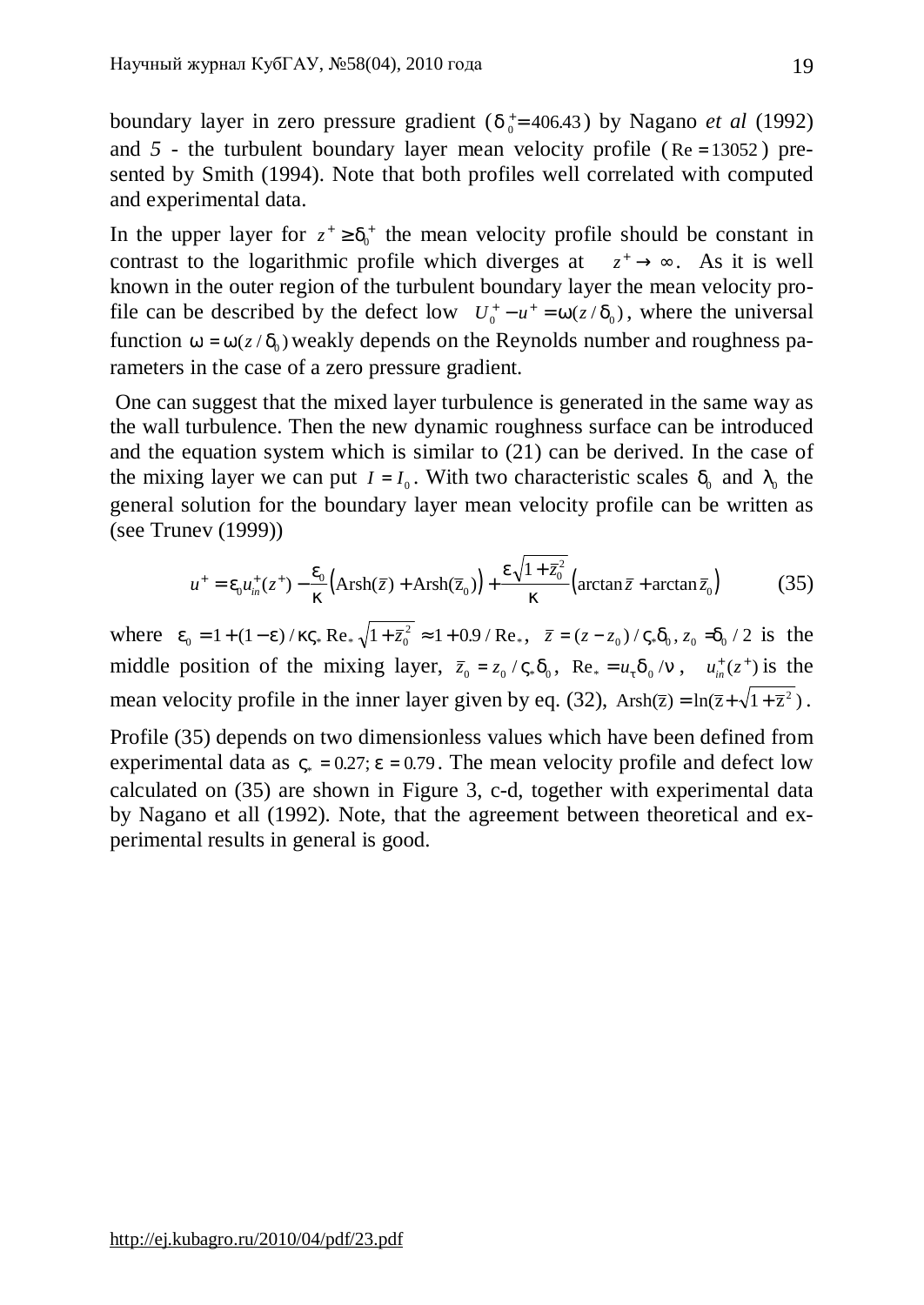boundary layer in zero pressure gradient ($\delta_0^+ = 406.43$) by Nagano *et al* (1992) and *5* - the turbulent boundary layer mean velocity profile ($\mathrm{Re} = 13052$) presented by Smith (1994). Note that both profiles well correlated with computed and experimental data.

In the upper layer for $z^+ \geq \delta_0^+$ the mean velocity profile should be constant in contrast to the logarithmic profile which diverges at $z^+ \to \infty$. As it is well known in the outer region of the turbulent boundary layer the mean velocity profile can be described by the defect low $U_0^+ - u^+ = \omega(z/\delta_0)$, where the universal function $\omega = \omega(z/\delta_0)$ weakly depends on the Reynolds number and roughness parameters in the case of a zero pressure gradient.

One can suggest that the mixed layer turbulence is generated in the same way as the wall turbulence. Then the new dynamic roughness surface can be introduced and the equation system which is similar to (21) can be derived. In the case of the mixing layer we can put $I = I_0$. With two characteristic scales $\delta_0$ and $\lambda_0$ the general solution for the boundary layer mean velocity profile can be written as (see Trunev (1999))

$$u^+ = \varepsilon_0 u_{in}^+(z^+) - \frac{\varepsilon_0}{\kappa}\left(\mathrm{Arsh}(\bar{z}) + \mathrm{Arsh}(\bar{z}_0)\right) + \frac{\varepsilon\sqrt{1+\bar{z}_0^2}}{\kappa}\left(\arctan\bar{z} + \arctan\bar{z}_0\right) \tag{35}$$

where $\varepsilon_0 = 1 + (1-\varepsilon)/\kappa\varsigma_* \mathrm{Re}_* \sqrt{1+\bar{z}_0^2} \approx 1 + 0.9/\mathrm{Re}_*$, $\bar{z} = (z - z_0)/\varsigma_*\delta_0$, $z_0 = \delta_0/2$ is the middle position of the mixing layer, $\bar{z}_0 = z_0/\varsigma_*\delta_0$, $\mathrm{Re}_* = u_\tau\delta_0/\nu$, $u_{in}^+(z^+)$ is the mean velocity profile in the inner layer given by eq. (32), $\mathrm{Arsh}(\bar{z}) = \ln(\bar{z} + \sqrt{1+\bar{z}^2})$.

Profile (35) depends on two dimensionless values which have been defined from experimental data as $\varsigma_* = 0.27; \varepsilon = 0.79$. The mean velocity profile and defect low calculated on (35) are shown in Figure 3, c-d, together with experimental data by Nagano et all (1992). Note, that the agreement between theoretical and experimental results in general is good.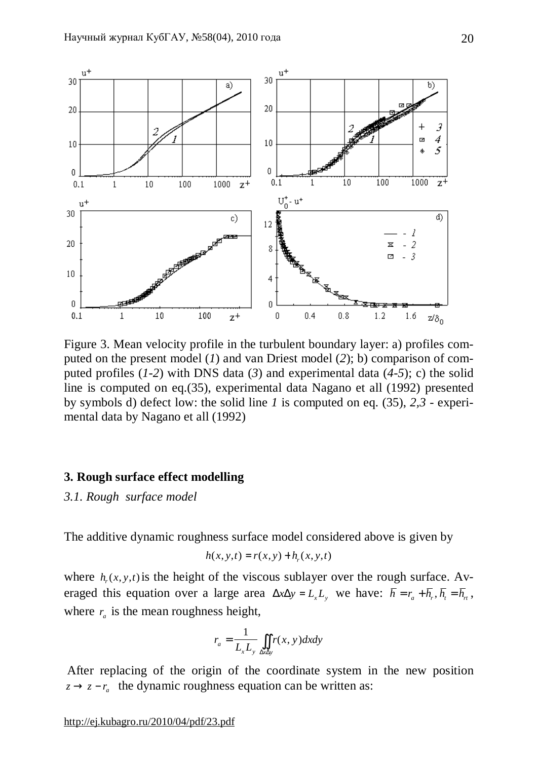Figure 3. Mean velocity profile in the turbulent boundary layer: a) profiles computed on the present model (*1*) and van Driest model (*2*); b) comparison of computed profiles (*1-2*) with DNS data (*3*) and experimental data (*4-5*); c) the solid line is computed on eq.(35), experimental data Nagano et all (1992) presented by symbols d) defect low: the solid line *1* is computed on eq. (35), *2*,*3* - experimental data by Nagano et all (1992)

## 3. Rough surface effect modelling

### *3.1. Rough surface model*

The additive dynamic roughness surface model considered above is given by

$$h(x, y,t) = r(x, y) + h_r(x, y,t)$$

where $h_r(x, y,t)$ is the height of the viscous sublayer over the rough surface. Averaged this equation over a large area $\Delta x \Delta y = L_x L_y$ we have: $\bar{h} = r_a + \bar{h}_r, \bar{h}_t = \bar{h}_{rt}$, where $r_a$ is the mean roughness height,

$$r_a = \frac{1}{L_x L_y} \iint_{\Delta x \Delta y} r(x, y) dx dy$$

After replacing of the origin of the coordinate system in the new position $z \to z - r_a$ the dynamic roughness equation can be written as: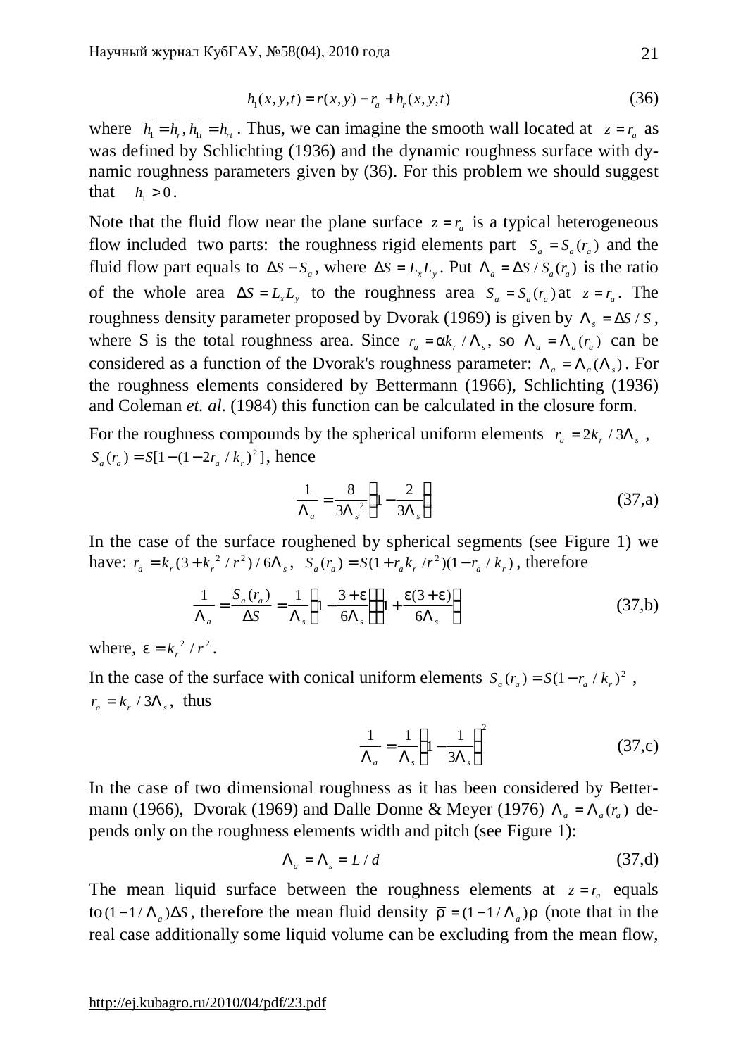$$h_1(x,y,t) = r(x,y) - r_a + h_r(x,y,t) \tag{36}$$

where $\overline{h}_1 = \overline{h}_r, \overline{h}_{1t} = \overline{h}_{rt}$. Thus, we can imagine the smooth wall located at $z = r_a$ as was defined by Schlichting (1936) and the dynamic roughness surface with dynamic roughness parameters given by (36). For this problem we should suggest that $h_1 > 0$.

Note that the fluid flow near the plane surface $z = r_a$ is a typical heterogeneous flow included two parts: the roughness rigid elements part $S_a = S_a(r_a)$ and the fluid flow part equals to $\Delta S - S_a$, where $\Delta S = L_x L_y$. Put $\Lambda_a = \Delta S / S_a(r_a)$ is the ratio of the whole area $\Delta S = L_x L_y$ to the roughness area $S_a = S_a(r_a)$ at $z = r_a$. The roughness density parameter proposed by Dvorak (1969) is given by $\Lambda_s = \Delta S / S$, where S is the total roughness area. Since $r_a = \alpha k_r / \Lambda_s$, so $\Lambda_a = \Lambda_a(r_a)$ can be considered as a function of the Dvorak's roughness parameter: $\Lambda_a = \Lambda_a(\Lambda_s)$. For the roughness elements considered by Bettermann (1966), Schlichting (1936) and Coleman *et. al*. (1984) this function can be calculated in the closure form.

For the roughness compounds by the spherical uniform elements $r_a = 2k_r / 3\Lambda_s$, $S_a(r_a) = S[1 - (1 - 2r_a / k_r)^2]$, hence

$$\frac{1}{\Lambda_a} = \frac{8}{3\Lambda_s^2}\left(1 - \frac{2}{3\Lambda_s}\right) \tag{37,a}$$

In the case of the surface roughened by spherical segments (see Figure 1) we have: $r_a = k_r(3 + k_r^2 / r^2)/6\Lambda_s$, $S_a(r_a) = S(1 + r_a k_r / r^2)(1 - r_a / k_r)$, therefore

$$\frac{1}{\Lambda_a} = \frac{S_a(r_a)}{\Delta S} = \frac{1}{\Lambda_s}\left(1 - \frac{3+\varepsilon}{6\Lambda_s}\right)\left(1 + \frac{\varepsilon(3+\varepsilon)}{6\Lambda_s}\right) \tag{37,b}$$

where, $\varepsilon = k_r^2 / r^2$.

In the case of the surface with conical uniform elements $S_a(r_a) = S(1 - r_a / k_r)^2$, $r_a = k_r / 3\Lambda_s$, thus

$$\frac{1}{\Lambda_a} = \frac{1}{\Lambda_s}\left(1 - \frac{1}{3\Lambda_s}\right)^2 \tag{37,c}$$

In the case of two dimensional roughness as it has been considered by Bettermann (1966), Dvorak (1969) and Dalle Donne & Meyer (1976) $\Lambda_a = \Lambda_a(r_a)$ depends only on the roughness elements width and pitch (see Figure 1):

$$\Lambda_a = \Lambda_s = L / d \tag{37,d}$$

The mean liquid surface between the roughness elements at $z = r_a$ equals to $(1 - 1/\Lambda_a)\Delta S$, therefore the mean fluid density $\overline{\rho} = (1 - 1/\Lambda_a)\rho$ (note that in the real case additionally some liquid volume can be excluding from the mean flow,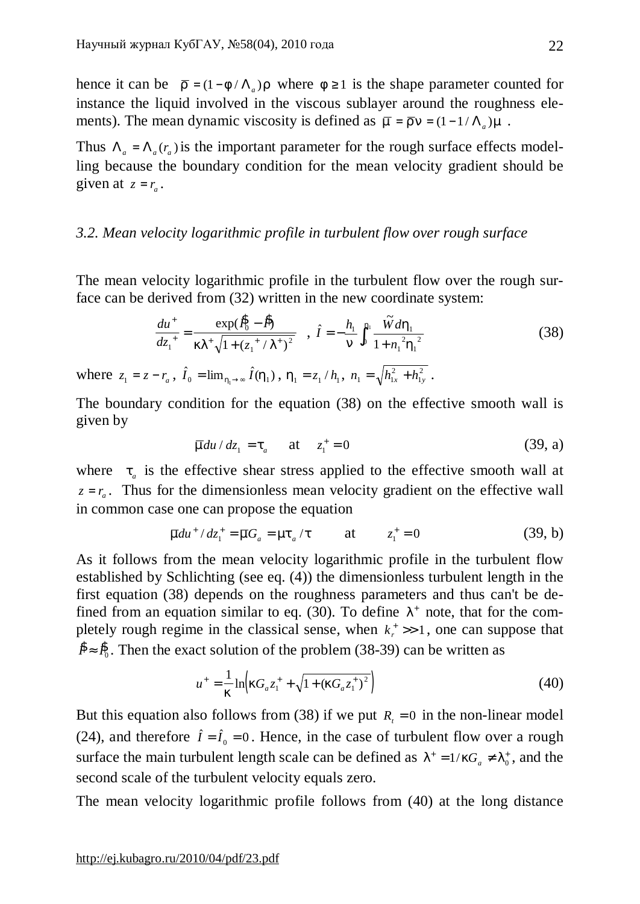hence it can be $\bar{\rho} = (1 - \phi / \Lambda_a)\rho$ where $\phi \geq 1$ is the shape parameter counted for instance the liquid involved in the viscous sublayer around the roughness elements). The mean dynamic viscosity is defined as $\bar{\mu} = \bar{\rho}\nu = (1 - 1/\Lambda_a)\mu$ .

Thus $\Lambda_a = \Lambda_a(r_a)$ is the important parameter for the rough surface effects modelling because the boundary condition for the mean velocity gradient should be given at $z = r_a$.

### *3.2. Mean velocity logarithmic profile in turbulent flow over rough surface*

The mean velocity logarithmic profile in the turbulent flow over the rough surface can be derived from (32) written in the new coordinate system:

$$\frac{du^+}{dz_1^+} = \frac{\exp(\hat{I}_0 - \hat{I})}{\kappa\lambda^+\sqrt{1 + (z_1^+ / \lambda^+)^2}} \quad , \; \hat{I} = -\frac{h_1}{\nu}\int_0^{\eta_1} \frac{\tilde{W} d\eta_1}{1 + n_1^{\,2}\eta_1^{\,2}} \tag{38}$$

where $z_1 = z - r_a$, $\hat{I}_0 = \lim_{\eta_1 \to \infty} \hat{I}(\eta_1)$, $\eta_1 = z_1 / h_1$, $n_1 = \sqrt{h_{1x}^2 + h_{1y}^2}$ .

The boundary condition for the equation (38) on the effective smooth wall is given by

$$\bar{\mu} du / dz_1 = \tau_a \qquad \text{at} \qquad z_1^+ = 0 \tag{39, a}$$

where $\tau_a$ is the effective shear stress applied to the effective smooth wall at $z = r_a$. Thus for the dimensionless mean velocity gradient on the effective wall in common case one can propose the equation

$$\bar{\mu} du^+ / dz_1^+ = \bar{\mu} G_a = \mu \tau_a / \tau \qquad \text{at} \qquad z_1^+ = 0 \tag{39, b}$$

As it follows from the mean velocity logarithmic profile in the turbulent flow established by Schlichting (see eq. (4)) the dimensionless turbulent length in the first equation (38) depends on the roughness parameters and thus can't be defined from an equation similar to eq. (30). To define $\lambda^+$ note, that for the completely rough regime in the classical sense, when $k_r^+ >> 1$, one can suppose that $\hat{I} \approx \hat{I}_0$. Then the exact solution of the problem (38-39) can be written as

$$u^+ = \frac{1}{\kappa}\ln\left(\kappa G_a z_1^+ + \sqrt{1 + (\kappa G_a z_1^+)^2}\right) \tag{40}$$

But this equation also follows from (38) if we put $R_t = 0$ in the non-linear model (24), and therefore $\hat{I} = \hat{I}_0 = 0$. Hence, in the case of turbulent flow over a rough surface the main turbulent length scale can be defined as $\lambda^+ = 1/\kappa G_a \neq \lambda_0^+$, and the second scale of the turbulent velocity equals zero.

The mean velocity logarithmic profile follows from (40) at the long distance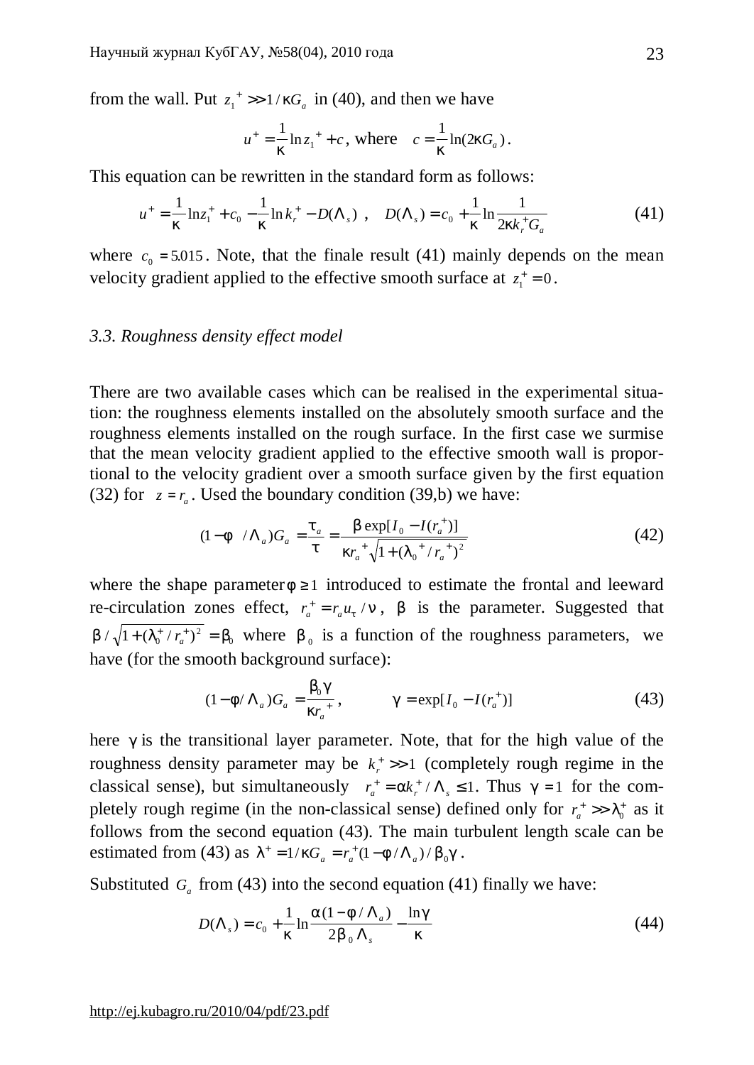from the wall. Put $z_1^+ >> 1/\kappa G_a$ in (40), and then we have

$$u^+ = \frac{1}{\kappa}\ln z_1^+ + c, \text{ where } \quad c = \frac{1}{\kappa}\ln(2\kappa G_a).$$

This equation can be rewritten in the standard form as follows:

$$u^+ = \frac{1}{\kappa}\ln z_1^+ + c_0 - \frac{1}{\kappa}\ln k_r^+ - D(\Lambda_s) \ , \quad D(\Lambda_s) = c_0 + \frac{1}{\kappa}\ln\frac{1}{2\kappa k_r^+ G_a} \tag{41}$$

where $c_0 = 5.015$. Note, that the finale result (41) mainly depends on the mean velocity gradient applied to the effective smooth surface at $z_1^+ = 0$.

### *3.3. Roughness density effect model*

There are two available cases which can be realised in the experimental situation: the roughness elements installed on the absolutely smooth surface and the roughness elements installed on the rough surface. In the first case we surmise that the mean velocity gradient applied to the effective smooth wall is proportional to the velocity gradient over a smooth surface given by the first equation (32) for $z = r_a$. Used the boundary condition (39,b) we have:

$$(1 - \phi / \Lambda_a)G_a = \frac{\tau_a}{\tau} = \frac{\beta \exp[I_0 - I(r_a^+)]}{\kappa r_a^+ \sqrt{1 + (\lambda_0^+ / r_a^+)^2}} \tag{42}$$

where the shape parameter $\phi \ge 1$ introduced to estimate the frontal and leeward re-circulation zones effect, $r_a^+ = r_a u_\tau / \nu$, $\beta$ is the parameter. Suggested that $\beta / \sqrt{1 + (\lambda_0^+ / r_a^+)^2} = \beta_0$ where $\beta_0$ is a function of the roughness parameters, we have (for the smooth background surface):

$$(1 - \phi / \Lambda_a)G_a = \frac{\beta_0 \gamma}{\kappa r_a^+}, \qquad \gamma = \exp[I_0 - I(r_a^+)] \tag{43}$$

here $\gamma$ is the transitional layer parameter. Note, that for the high value of the roughness density parameter may be $k_r^+ >> 1$ (completely rough regime in the classical sense), but simultaneously $r_a^+ = \alpha k_r^+ / \Lambda_s \le 1$. Thus $\gamma = 1$ for the completely rough regime (in the non-classical sense) defined only for $r_a^+ >> \lambda_0^+$ as it follows from the second equation (43). The main turbulent length scale can be estimated from (43) as $\lambda^+ = 1/\kappa G_a = r_a^+(1 - \phi / \Lambda_a)/\beta_0 \gamma$.

Substituted $G_a$ from (43) into the second equation (41) finally we have:

$$D(\Lambda_s) = c_0 + \frac{1}{\kappa}\ln\frac{\alpha(1 - \phi / \Lambda_a)}{2\beta_0 \Lambda_s} - \frac{\ln\gamma}{\kappa} \tag{44}$$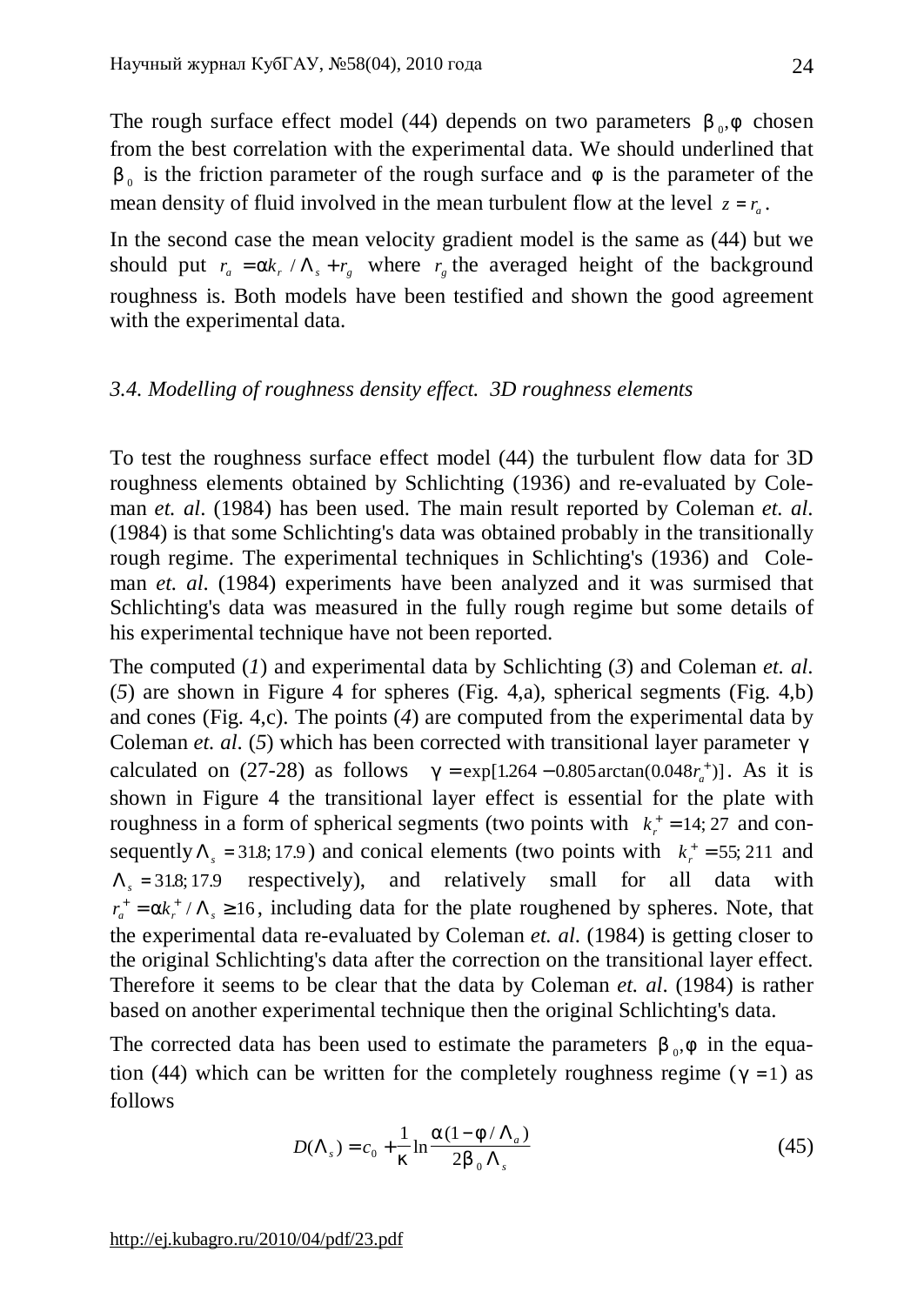The rough surface effect model (44) depends on two parameters $\beta_0, \phi$ chosen from the best correlation with the experimental data. We should underlined that $\beta_0$ is the friction parameter of the rough surface and $\phi$ is the parameter of the mean density of fluid involved in the mean turbulent flow at the level $z = r_a$.

In the second case the mean velocity gradient model is the same as (44) but we should put $r_a = \alpha k_r / \Lambda_s + r_g$ where $r_g$ the averaged height of the background roughness is. Both models have been testified and shown the good agreement with the experimental data.

### *3.4. Modelling of roughness density effect. 3D roughness elements*

To test the roughness surface effect model (44) the turbulent flow data for 3D roughness elements obtained by Schlichting (1936) and re-evaluated by Coleman *et. al*. (1984) has been used. The main result reported by Coleman *et. al*. (1984) is that some Schlichting's data was obtained probably in the transitionally rough regime. The experimental techniques in Schlichting's (1936) and Coleman *et. al*. (1984) experiments have been analyzed and it was surmised that Schlichting's data was measured in the fully rough regime but some details of his experimental technique have not been reported.

The computed (*1*) and experimental data by Schlichting (*3*) and Coleman *et. al*. (*5*) are shown in Figure 4 for spheres (Fig. 4,a), spherical segments (Fig. 4,b) and cones (Fig. 4,c). The points (*4*) are computed from the experimental data by Coleman *et. al*. (*5*) which has been corrected with transitional layer parameter $\gamma$ calculated on (27-28) as follows $\gamma = \exp[1.264 - 0.805 \arctan(0.048 r_a^+)]$. As it is shown in Figure 4 the transitional layer effect is essential for the plate with roughness in a form of spherical segments (two points with $k_r^+ = 14;\, 27$ and consequently $\Lambda_s = 31.8;\, 17.9$) and conical elements (two points with $k_r^+ = 55;\, 211$ and $\Lambda_s = 31.8;\, 17.9$ respectively), and relatively small for all data with $r_a^+ = \alpha k_r^+ / \Lambda_s \geq 16$, including data for the plate roughened by spheres. Note, that the experimental data re-evaluated by Coleman *et. al*. (1984) is getting closer to the original Schlichting's data after the correction on the transitional layer effect. Therefore it seems to be clear that the data by Coleman *et. al*. (1984) is rather based on another experimental technique then the original Schlichting's data.

The corrected data has been used to estimate the parameters $\beta_0, \phi$ in the equation (44) which can be written for the completely roughness regime ($\gamma = 1$) as follows

$$D(\Lambda_s) = c_0 + \frac{1}{\kappa} \ln \frac{\alpha (1 - \phi / \Lambda_a)}{2 \beta_0 \Lambda_s} \qquad (45)$$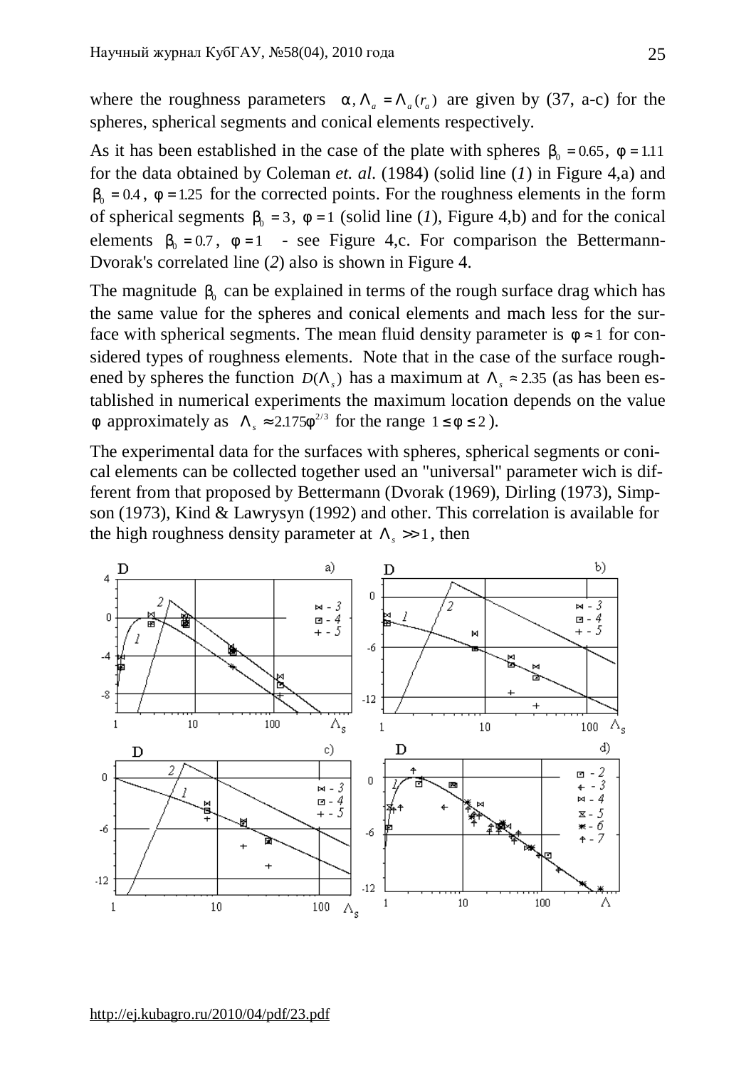where the roughness parameters $\alpha, \Lambda_a = \Lambda_a(r_a)$ are given by (37, a-c) for the spheres, spherical segments and conical elements respectively.

As it has been established in the case of the plate with spheres $\beta_0 = 0.65$, $\phi = 1.11$ for the data obtained by Coleman *et. al*. (1984) (solid line (*1*) in Figure 4,a) and $\beta_0 = 0.4$, $\phi = 1.25$ for the corrected points. For the roughness elements in the form of spherical segments $\beta_0 = 3$, $\phi = 1$ (solid line (*1*), Figure 4,b) and for the conical elements $\beta_0 = 0.7$, $\phi = 1$ - see Figure 4,c. For comparison the Bettermann-Dvorak's correlated line (*2*) also is shown in Figure 4.

The magnitude $\beta_0$ can be explained in terms of the rough surface drag which has the same value for the spheres and conical elements and mach less for the surface with spherical segments. The mean fluid density parameter is $\phi \approx 1$ for considered types of roughness elements. Note that in the case of the surface roughened by spheres the function $D(\Lambda_s)$ has a maximum at $\Lambda_s \approx 2.35$ (as has been established in numerical experiments the maximum location depends on the value $\phi$ approximately as $\Lambda_s \approx 2.175\phi^{2/3}$ for the range $1 \le \phi \le 2$).

The experimental data for the surfaces with spheres, spherical segments or conical elements can be collected together used an "universal" parameter wich is different from that proposed by Bettermann (Dvorak (1969), Dirling (1973), Simpson (1973), Kind & Lawrysyn (1992) and other. This correlation is available for the high roughness density parameter at $\Lambda_s >> 1$, then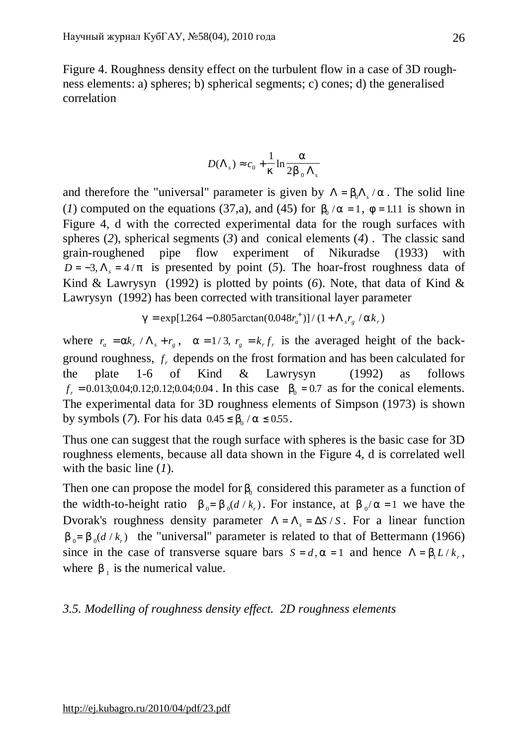Figure 4. Roughness density effect on the turbulent flow in a case of 3D roughness elements: a) spheres; b) spherical segments; c) cones; d) the generalised correlation

$$D(\Lambda_s) \approx c_0 + \frac{1}{\kappa}\ln\frac{\alpha}{2\beta_0\Lambda_s}$$

and therefore the "universal" parameter is given by $\Lambda = \beta_0\Lambda_s/\alpha$. The solid line (*1*) computed on the equations (37,a), and (45) for $\beta_0/\alpha = 1$, $\phi = 1.11$ is shown in Figure 4, d with the corrected experimental data for the rough surfaces with spheres (*2*), spherical segments (*3*) and conical elements (*4*). The classic sand grain-roughened pipe flow experiment of Nikuradse (1933) with $D = -3, \Lambda_s = 4/\pi$ is presented by point (*5*). The hoar-frost roughness data of Kind & Lawrysyn (1992) is plotted by points (*6*). Note, that data of Kind & Lawrysyn (1992) has been corrected with transitional layer parameter

$$\gamma = \exp[1.264 - 0.805\arctan(0.048 r_a^+)]/(1 + \Lambda_s r_g/\alpha k_r)$$

where $r_a = \alpha k_r/\Lambda_s + r_g$, $\alpha = 1/3$, $r_g = k_r f_r$ is the averaged height of the background roughness, $f_r$ depends on the frost formation and has been calculated for the plate 1-6 of Kind & Lawrysyn (1992) as follows $f_r = 0.013; 0.04; 0.12; 0.12; 0.04; 0.04$. In this case $\beta_0 = 0.7$ as for the conical elements. The experimental data for 3D roughness elements of Simpson (1973) is shown by symbols (*7*). For his data $0.45 \le \beta_0/\alpha \le 0.55$.

Thus one can suggest that the rough surface with spheres is the basic case for 3D roughness elements, because all data shown in the Figure 4, d is correlated well with the basic line (*1*).

Then one can propose the model for $\beta_0$ considered this parameter as a function of the width-to-height ratio $\beta_0 = \beta_0(d/k_r)$. For instance, at $\beta_0/\alpha = 1$ we have the Dvorak's roughness density parameter $\Lambda = \Lambda_s = \Delta S/S$. For a linear function $\beta_0 = \beta_0(d/k_r)$ the "universal" parameter is related to that of Bettermann (1966) since in the case of transverse square bars $S = d, \alpha = 1$ and hence $\Lambda = \beta_1 L/k_r$, where $\beta_1$ is the numerical value.

### *3.5. Modelling of roughness density effect. 2D roughness elements*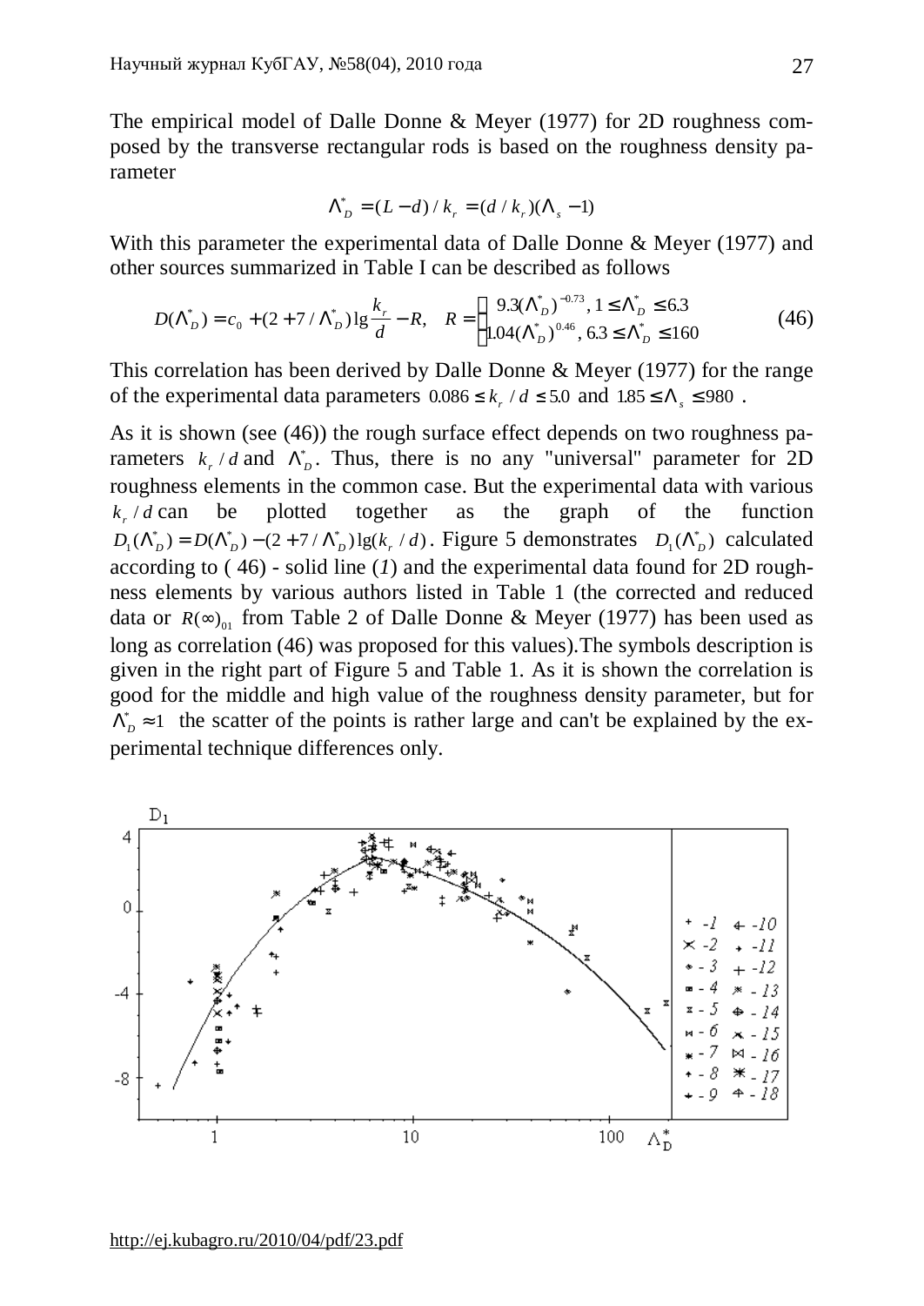The empirical model of Dalle Donne & Meyer (1977) for 2D roughness composed by the transverse rectangular rods is based on the roughness density parameter

$$\Lambda_D^* = (L-d)/k_r = (d/k_r)(\Lambda_s - 1)$$

With this parameter the experimental data of Dalle Donne & Meyer (1977) and other sources summarized in Table I can be described as follows

$$D(\Lambda_D^*) = c_0 + (2 + 7/\Lambda_D^*)\lg\frac{k_r}{d} - R, \quad R = \begin{cases} 9.3(\Lambda_D^*)^{-0.73}, \; 1 \le \Lambda_D^* \le 6.3 \\ 1.04(\Lambda_D^*)^{0.46}, \; 6.3 \le \Lambda_D^* \le 160 \end{cases} \tag{46}$$

This correlation has been derived by Dalle Donne & Meyer (1977) for the range of the experimental data parameters $0.086 \le k_r/d \le 5.0$ and $1.85 \le \Lambda_s \le 980$ .

As it is shown (see (46)) the rough surface effect depends on two roughness parameters $k_r/d$ and $\Lambda_D^*$. Thus, there is no any "universal" parameter for 2D roughness elements in the common case. But the experimental data with various $k_r/d$ can be plotted together as the graph of the function $D_1(\Lambda_D^*) = D(\Lambda_D^*) - (2 + 7/\Lambda_D^*)\lg(k_r/d)$. Figure 5 demonstrates $D_1(\Lambda_D^*)$ calculated according to ( 46) - solid line (*1*) and the experimental data found for 2D roughness elements by various authors listed in Table 1 (the corrected and reduced data or $R(\infty)_{01}$ from Table 2 of Dalle Donne & Meyer (1977) has been used as long as correlation (46) was proposed for this values).The symbols description is given in the right part of Figure 5 and Table 1. As it is shown the correlation is good for the middle and high value of the roughness density parameter, but for $\Lambda_D^* \approx 1$ the scatter of the points is rather large and can't be explained by the experimental technique differences only.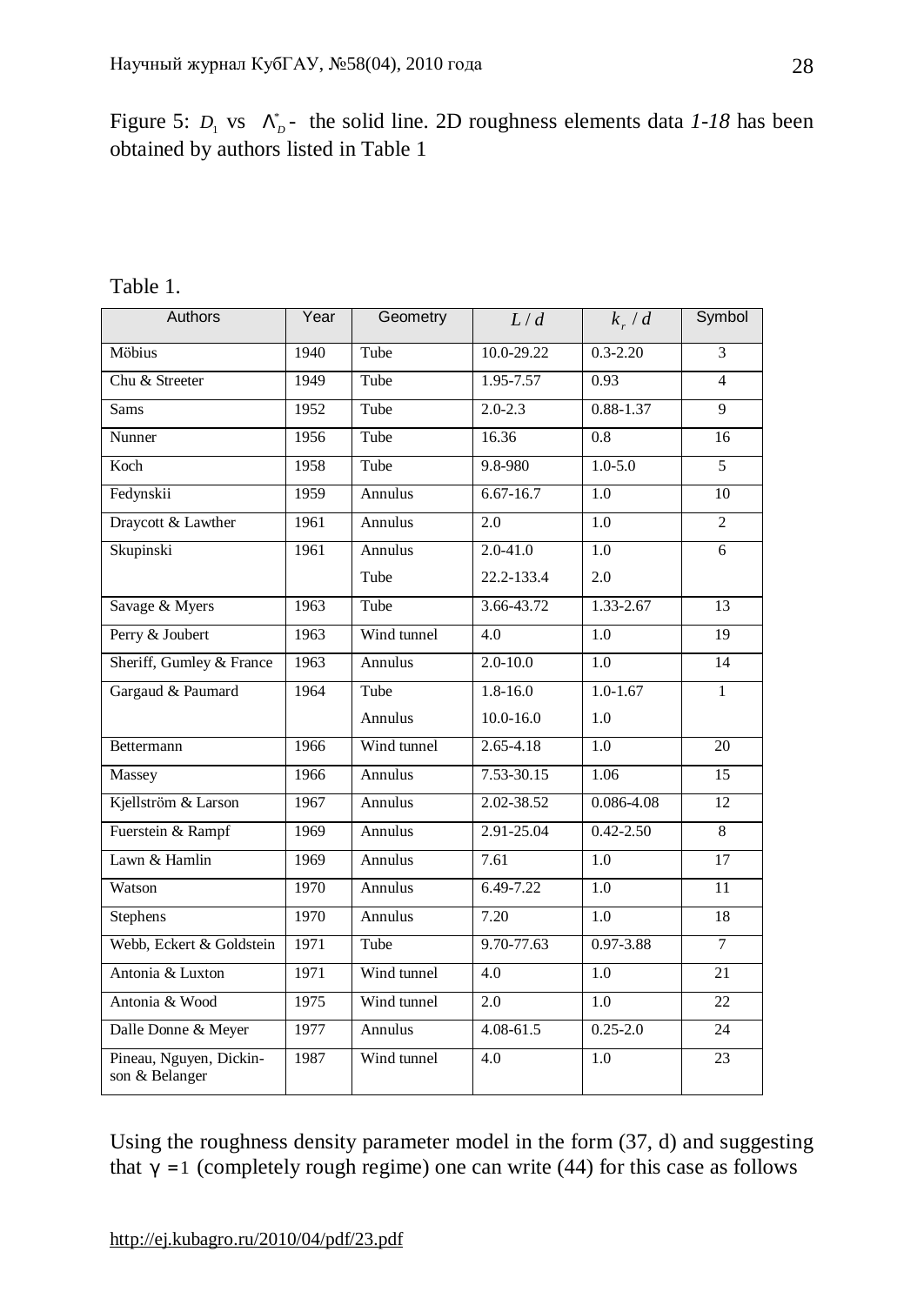Figure 5: $D_1$ vs $\Lambda_D^*$ - the solid line. 2D roughness elements data *1-18* has been obtained by authors listed in Table 1

Table 1.

| Authors | Year | Geometry | $L/d$ | $k_r/d$ | Symbol |
|---|---|---|---|---|---|
| Möbius | 1940 | Tube | 10.0-29.22 | 0.3-2.20 | 3 |
| Chu & Streeter | 1949 | Tube | 1.95-7.57 | 0.93 | 4 |
| Sams | 1952 | Tube | 2.0-2.3 | 0.88-1.37 | 9 |
| Nunner | 1956 | Tube | 16.36 | 0.8 | 16 |
| Koch | 1958 | Tube | 9.8-980 | 1.0-5.0 | 5 |
| Fedynskii | 1959 | Annulus | 6.67-16.7 | 1.0 | 10 |
| Draycott & Lawther | 1961 | Annulus | 2.0 | 1.0 | 2 |
| Skupinski | 1961 | Annulus<br>Tube | 2.0-41.0<br>22.2-133.4 | 1.0<br>2.0 | 6 |
| Savage & Myers | 1963 | Tube | 3.66-43.72 | 1.33-2.67 | 13 |
| Perry & Joubert | 1963 | Wind tunnel | 4.0 | 1.0 | 19 |
| Sheriff, Gumley & France | 1963 | Annulus | 2.0-10.0 | 1.0 | 14 |
| Gargaud & Paumard | 1964 | Tube<br>Annulus | 1.8-16.0<br>10.0-16.0 | 1.0-1.67<br>1.0 | 1 |
| Bettermann | 1966 | Wind tunnel | 2.65-4.18 | 1.0 | 20 |
| Massey | 1966 | Annulus | 7.53-30.15 | 1.06 | 15 |
| Kjellström & Larson | 1967 | Annulus | 2.02-38.52 | 0.086-4.08 | 12 |
| Fuerstein & Rampf | 1969 | Annulus | 2.91-25.04 | 0.42-2.50 | 8 |
| Lawn & Hamlin | 1969 | Annulus | 7.61 | 1.0 | 17 |
| Watson | 1970 | Annulus | 6.49-7.22 | 1.0 | 11 |
| Stephens | 1970 | Annulus | 7.20 | 1.0 | 18 |
| Webb, Eckert & Goldstein | 1971 | Tube | 9.70-77.63 | 0.97-3.88 | 7 |
| Antonia & Luxton | 1971 | Wind tunnel | 4.0 | 1.0 | 21 |
| Antonia & Wood | 1975 | Wind tunnel | 2.0 | 1.0 | 22 |
| Dalle Donne & Meyer | 1977 | Annulus | 4.08-61.5 | 0.25-2.0 | 24 |
| Pineau, Nguyen, Dickinson & Belanger | 1987 | Wind tunnel | 4.0 | 1.0 | 23 |

Using the roughness density parameter model in the form (37, d) and suggesting that $\gamma = 1$ (completely rough regime) one can write (44) for this case as follows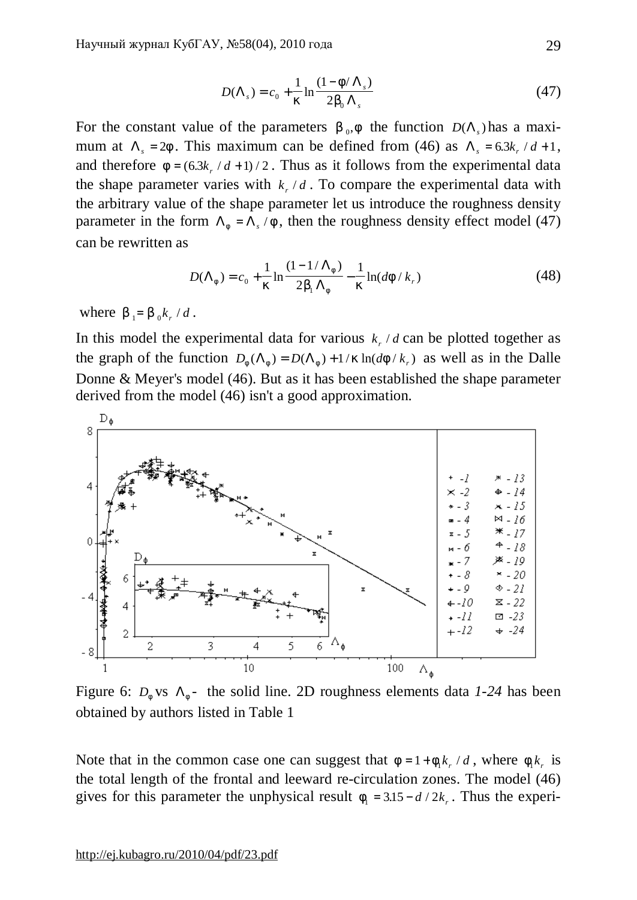$$D(\Lambda_s) = c_0 + \frac{1}{\kappa} \ln \frac{(1 - \phi/\Lambda_s)}{2\beta_0 \Lambda_s} \tag{47}$$

For the constant value of the parameters $\beta_0, \phi$ the function $D(\Lambda_s)$ has a maximum at $\Lambda_s = 2\phi$. This maximum can be defined from (46) as $\Lambda_s = 6.3k_r/d + 1$, and therefore $\phi = (6.3k_r/d + 1)/2$. Thus as it follows from the experimental data the shape parameter varies with $k_r/d$. To compare the experimental data with the arbitrary value of the shape parameter let us introduce the roughness density parameter in the form $\Lambda_\phi = \Lambda_s/\phi$, then the roughness density effect model (47) can be rewritten as

$$D(\Lambda_\phi) = c_0 + \frac{1}{\kappa} \ln \frac{(1 - 1/\Lambda_\phi)}{2\beta_1 \Lambda_\phi} - \frac{1}{\kappa} \ln(d\phi/k_r) \tag{48}$$

where $\beta_1 = \beta_0 k_r/d$.

In this model the experimental data for various $k_r/d$ can be plotted together as the graph of the function $D_\phi(\Lambda_\phi) = D(\Lambda_\phi) + 1/\kappa \ln(d\phi/k_r)$ as well as in the Dalle Donne & Meyer's model (46). But as it has been established the shape parameter derived from the model (46) isn't a good approximation.

Figure 6: $D_\phi$ vs $\Lambda_\phi$ - the solid line. 2D roughness elements data *1-24* has been obtained by authors listed in Table 1

Note that in the common case one can suggest that $\phi = 1 + \phi_1 k_r/d$, where $\phi_1 k_r$ is the total length of the frontal and leeward re-circulation zones. The model (46) gives for this parameter the unphysical result $\phi_1 = 3.15 - d/2k_r$. Thus the experi-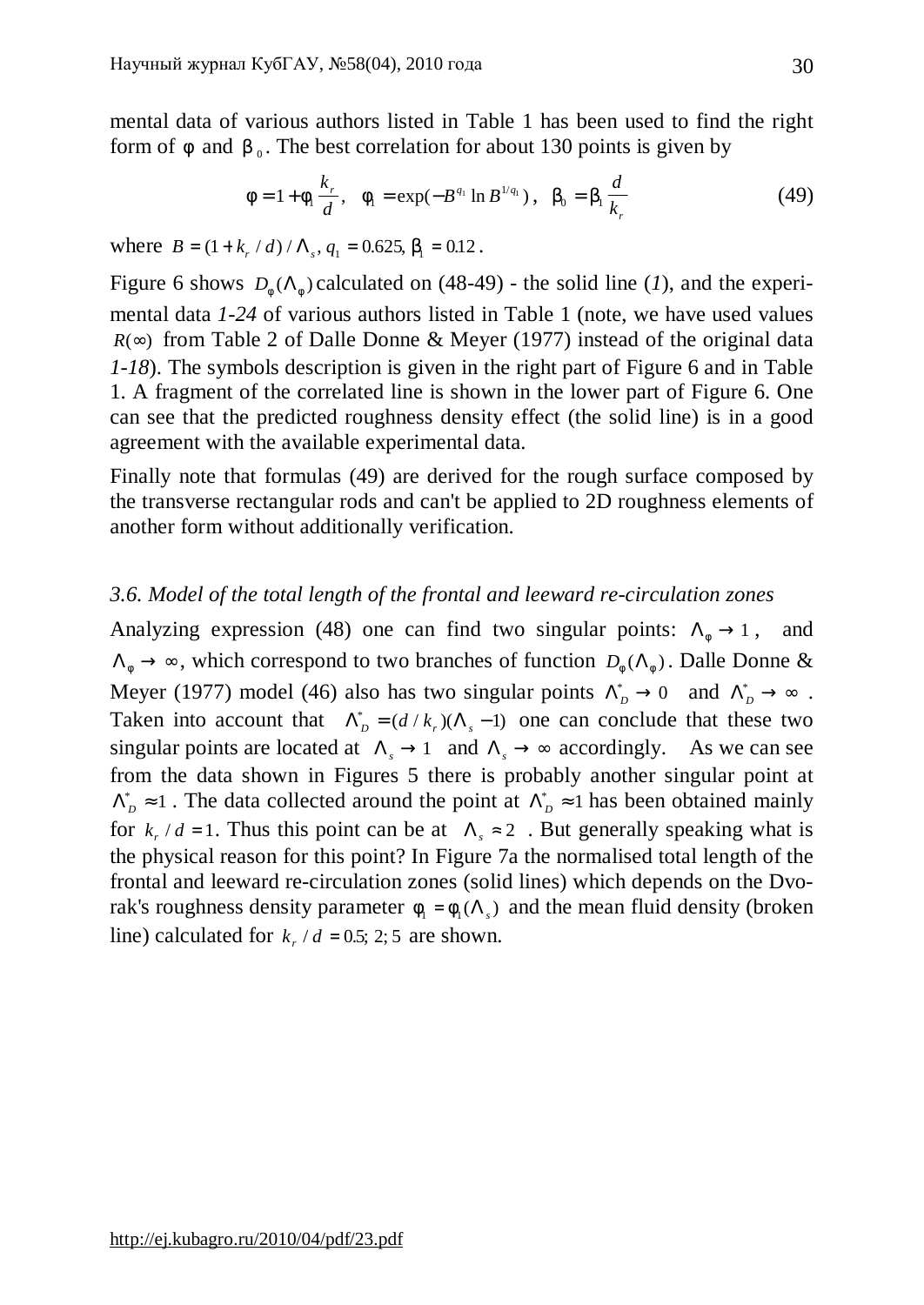mental data of various authors listed in Table 1 has been used to find the right form of $\phi$ and $\beta_0$. The best correlation for about 130 points is given by

$$\phi = 1 + \phi_1 \frac{k_r}{d}, \quad \phi_1 = \exp(-B^{q_1} \ln B^{1/q_1}), \quad \beta_0 = \beta_1 \frac{d}{k_r} \tag{49}$$

where $B = (1 + k_r / d) / \Lambda_s$, $q_1 = 0.625$, $\beta_1 = 0.12$.

Figure 6 shows $D_\phi(\Lambda_\phi)$ calculated on (48-49) - the solid line (*1*), and the experimental data *1-24* of various authors listed in Table 1 (note, we have used values $R(\infty)$ from Table 2 of Dalle Donne & Meyer (1977) instead of the original data *1-18*). The symbols description is given in the right part of Figure 6 and in Table 1. A fragment of the correlated line is shown in the lower part of Figure 6. One can see that the predicted roughness density effect (the solid line) is in a good agreement with the available experimental data.

Finally note that formulas (49) are derived for the rough surface composed by the transverse rectangular rods and can't be applied to 2D roughness elements of another form without additionally verification.

### *3.6. Model of the total length of the frontal and leeward re-circulation zones*

Analyzing expression (48) one can find two singular points: $\Lambda_\phi \to 1$, and $\Lambda_\phi \to \infty$, which correspond to two branches of function $D_\phi(\Lambda_\phi)$. Dalle Donne & Meyer (1977) model (46) also has two singular points $\Lambda^*_D \to 0$ and $\Lambda^*_D \to \infty$. Taken into account that $\Lambda^*_D = (d / k_r)(\Lambda_s - 1)$ one can conclude that these two singular points are located at $\Lambda_s \to 1$ and $\Lambda_s \to \infty$ accordingly. As we can see from the data shown in Figures 5 there is probably another singular point at $\Lambda^*_D \approx 1$. The data collected around the point at $\Lambda^*_D \approx 1$ has been obtained mainly for $k_r / d = 1$. Thus this point can be at $\Lambda_s \approx 2$. But generally speaking what is the physical reason for this point? In Figure 7a the normalised total length of the frontal and leeward re-circulation zones (solid lines) which depends on the Dvorak's roughness density parameter $\phi_1 = \phi_1(\Lambda_s)$ and the mean fluid density (broken line) calculated for $k_r / d = 0.5;\ 2;\ 5$ are shown.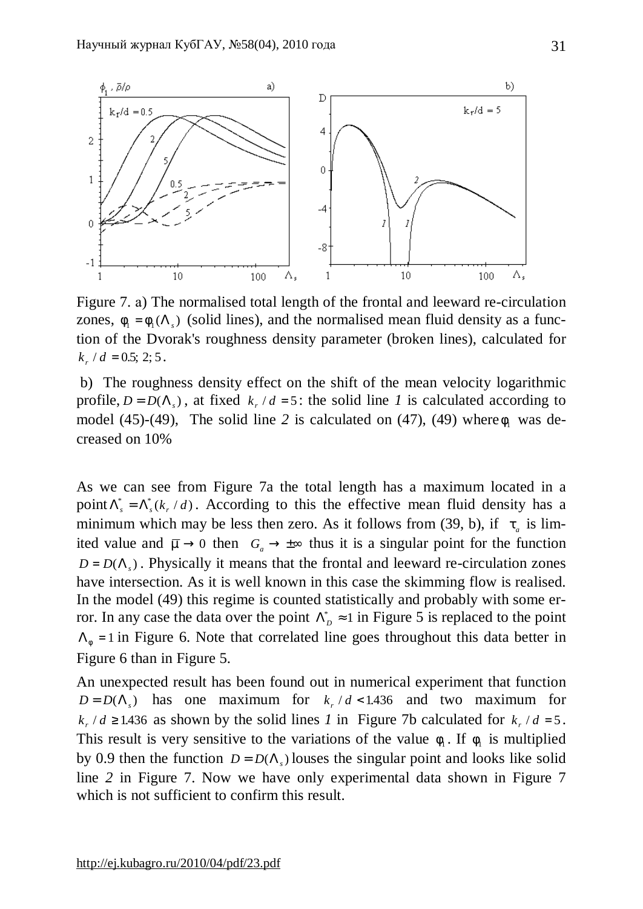Figure 7. a) The normalised total length of the frontal and leeward re-circulation zones, $\phi_1 = \phi_1(\Lambda_s)$ (solid lines), and the normalised mean fluid density as a function of the Dvorak's roughness density parameter (broken lines), calculated for $k_r / d = 0.5;\ 2;\ 5$.

b) The roughness density effect on the shift of the mean velocity logarithmic profile, $D = D(\Lambda_s)$, at fixed $k_r / d = 5$: the solid line *1* is calculated according to model (45)-(49), The solid line *2* is calculated on (47), (49) where $\phi_1$ was decreased on 10%

As we can see from Figure 7a the total length has a maximum located in a point $\Lambda_s^* = \Lambda_s^*(k_r / d)$. According to this the effective mean fluid density has a minimum which may be less then zero. As it follows from (39, b), if $\tau_a$ is limited value and $\bar{\mu} \to 0$ then $G_a \to \pm\infty$ thus it is a singular point for the function $D = D(\Lambda_s)$. Physically it means that the frontal and leeward re-circulation zones have intersection. As it is well known in this case the skimming flow is realised. In the model (49) this regime is counted statistically and probably with some error. In any case the data over the point $\Lambda_D^* \approx 1$ in Figure 5 is replaced to the point $\Lambda_\phi = 1$ in Figure 6. Note that correlated line goes throughout this data better in Figure 6 than in Figure 5.

An unexpected result has been found out in numerical experiment that function $D = D(\Lambda_s)$ has one maximum for $k_r / d < 1.436$ and two maximum for $k_r / d \geq 1.436$ as shown by the solid lines *1* in Figure 7b calculated for $k_r / d = 5$. This result is very sensitive to the variations of the value $\phi_1$. If $\phi_1$ is multiplied by 0.9 then the function $D = D(\Lambda_s)$ louses the singular point and looks like solid line *2* in Figure 7. Now we have only experimental data shown in Figure 7 which is not sufficient to confirm this result.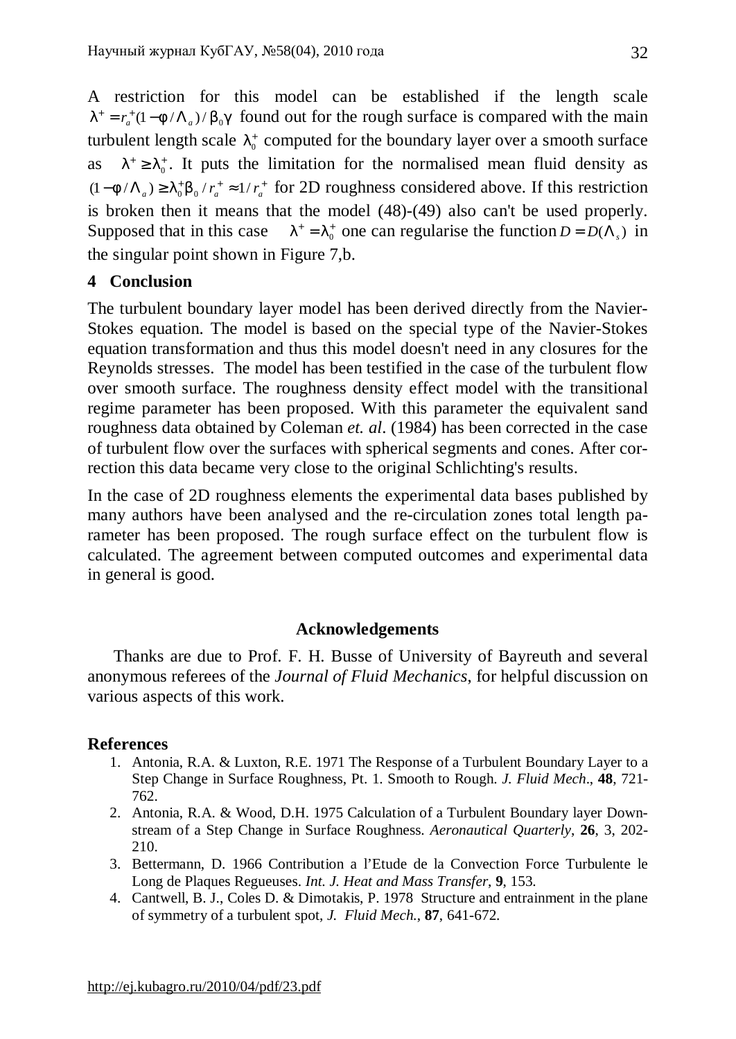A restriction for this model can be established if the length scale $\lambda^+ = r_a^+(1-\phi/\Lambda_a)/\beta_0\gamma$ found out for the rough surface is compared with the main turbulent length scale $\lambda_0^+$ computed for the boundary layer over a smooth surface as $\lambda^+ \geq \lambda_0^+$. It puts the limitation for the normalised mean fluid density as $(1-\phi/\Lambda_a) \geq \lambda_0^+\beta_0/r_a^+ \approx 1/r_a^+$ for 2D roughness considered above. If this restriction is broken then it means that the model (48)-(49) also can't be used properly. Supposed that in this case $\lambda^+ = \lambda_0^+$ one can regularise the function $D = D(\Lambda_s)$ in the singular point shown in Figure 7,b.

## 4 Conclusion

The turbulent boundary layer model has been derived directly from the Navier-Stokes equation. The model is based on the special type of the Navier-Stokes equation transformation and thus this model doesn't need in any closures for the Reynolds stresses. The model has been testified in the case of the turbulent flow over smooth surface. The roughness density effect model with the transitional regime parameter has been proposed. With this parameter the equivalent sand roughness data obtained by Coleman *et. al*. (1984) has been corrected in the case of turbulent flow over the surfaces with spherical segments and cones. After correction this data became very close to the original Schlichting's results.

In the case of 2D roughness elements the experimental data bases published by many authors have been analysed and the re-circulation zones total length parameter has been proposed. The rough surface effect on the turbulent flow is calculated. The agreement between computed outcomes and experimental data in general is good.

### Acknowledgements

Thanks are due to Prof. F. H. Busse of University of Bayreuth and several anonymous referees of the *Journal of Fluid Mechanics*, for helpful discussion on various aspects of this work.

### References

1. Antonia, R.A. & Luxton, R.E. 1971 The Response of a Turbulent Boundary Layer to a Step Change in Surface Roughness, Pt. 1. Smooth to Rough. *J. Fluid Mech*., **48**, 721-762.
2. Antonia, R.A. & Wood, D.H. 1975 Calculation of a Turbulent Boundary layer Downstream of a Step Change in Surface Roughness. *Aeronautical Quarterly*, **26**, 3, 202-210.
3. Bettermann, D. 1966 Contribution a l'Etude de la Convection Force Turbulente le Long de Plaques Regueuses. *Int. J. Heat and Mass Transfer*, **9**, 153.
4. Cantwell, B. J., Coles D. & Dimotakis, P. 1978 Structure and entrainment in the plane of symmetry of a turbulent spot, *J. Fluid Mech.*, **87**, 641-672.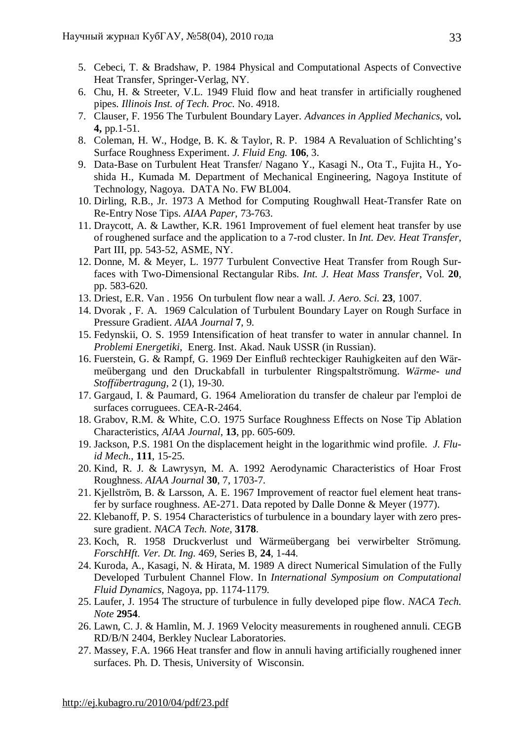5. Cebeci, T. & Bradshaw, P. 1984 Physical and Computational Aspects of Convective Heat Transfer, Springer-Verlag, NY.
6. Chu, H. & Streeter, V.L. 1949 Fluid flow and heat transfer in artificially roughened pipes. *Illinois Inst. of Tech. Proc.* No. 4918.
7. Clauser, F. 1956 The Turbulent Boundary Layer. *Advances in Applied Mechanics*, vol**. 4,** pp.1-51.
8. Coleman, H. W., Hodge, B. K. & Taylor, R. P. 1984 A Revaluation of Schlichting's Surface Roughness Experiment. *J. Fluid Eng.* **106**, 3.
9. Data-Base on Turbulent Heat Transfer/ Nagano Y., Kasagi N., Ota T., Fujita H., Yoshida H., Kumada M. Department of Mechanical Engineering, Nagoya Institute of Technology, Nagoya. DATA No. FW BL004.
10. Dirling, R.B., Jr. 1973 A Method for Computing Roughwall Heat-Transfer Rate on Re-Entry Nose Tips. *AIAA Paper*, 73-763.
11. Draycott, A. & Lawther, K.R. 1961 Improvement of fuel element heat transfer by use of roughened surface and the application to a 7-rod cluster. In *Int. Dev. Heat Transfer*, Part III, pp. 543-52, ASME, NY.
12. Donne, M. & Meyer, L. 1977 Turbulent Convective Heat Transfer from Rough Surfaces with Two-Dimensional Rectangular Ribs. *Int. J. Heat Mass Transfer*, Vol. **20**, pp. 583-620.
13. Driest, E.R. Van . 1956 On turbulent flow near a wall. *J. Aero. Sci.* **23**, 1007.
14. Dvorak , F. A. 1969 Calculation of Turbulent Boundary Layer on Rough Surface in Pressure Gradient. *AIAA Journal* **7**, 9.
15. Fedynskii, O. S. 1959 Intensification of heat transfer to water in annular channel. In *Problemi Energetiki*, Energ. Inst. Akad. Nauk USSR (in Russian).
16. Fuerstein, G. & Rampf, G. 1969 Der Einfluß rechteckiger Rauhigkeiten auf den Wärmeübergang und den Druckabfall in turbulenter Ringspaltströmung. *Wärme- und Stoffübertragung*, 2 (1), 19-30.
17. Gargaud, I. & Paumard, G. 1964 Amelioration du transfer de chaleur par l'emploi de surfaces corruguees. CEA-R-2464.
18. Grabov, R.M. & White, C.O. 1975 Surface Roughness Effects on Nose Tip Ablation Characteristics, *AIAA Journal*, **13**, pp. 605-609.
19. Jackson, P.S. 1981 On the displacement height in the logarithmic wind profile. *J. Fluid Mech.*, **111**, 15-25.
20. Kind, R. J. & Lawrysyn, M. A. 1992 Aerodynamic Characteristics of Hoar Frost Roughness. *AIAA Journal* **30**, 7, 1703-7.
21. Kjellström, B. & Larsson, A. E. 1967 Improvement of reactor fuel element heat transfer by surface roughness. AE-271. Data repoted by Dalle Donne & Meyer (1977).
22. Klebanoff, P. S. 1954 Characteristics of turbulence in a boundary layer with zero pressure gradient. *NACA Tech. Note*, **3178**.
23. Koch, R. 1958 Druckverlust und Wärmeübergang bei verwirbelter Strömung. *ForschHft. Ver. Dt. Ing.* 469, Series B, **24**, 1-44.
24. Kuroda, A., Kasagi, N. & Hirata, M. 1989 A direct Numerical Simulation of the Fully Developed Turbulent Channel Flow. In *International Symposium on Computational Fluid Dynamics*, Nagoya, pp. 1174-1179.
25. Laufer, J. 1954 The structure of turbulence in fully developed pipe flow. *NACA Tech. Note* **2954**.
26. Lawn, C. J. & Hamlin, M. J. 1969 Velocity measurements in roughened annuli. CEGB RD/B/N 2404, Berkley Nuclear Laboratories.
27. Massey, F.A. 1966 Heat transfer and flow in annuli having artificially roughened inner surfaces. Ph. D. Thesis, University of Wisconsin.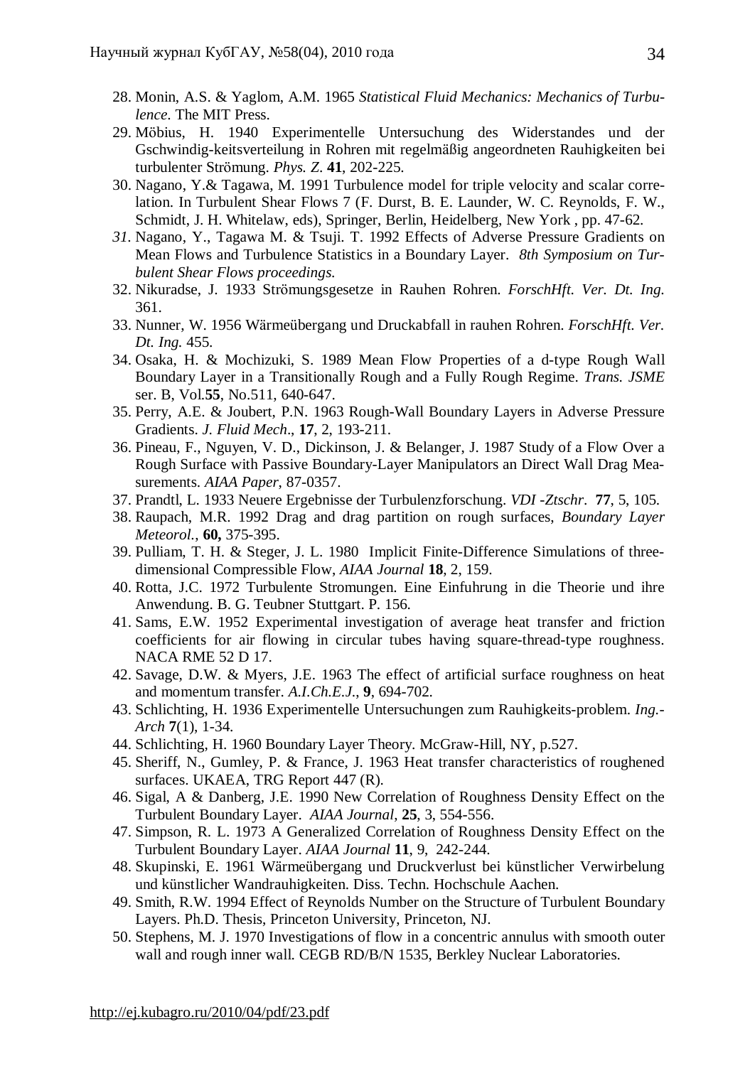28. Monin, A.S. & Yaglom, A.M. 1965 *Statistical Fluid Mechanics: Mechanics of Turbulence*. The MIT Press.
29. Möbius, H. 1940 Experimentelle Untersuchung des Widerstandes und der Gschwindig-keitsverteilung in Rohren mit regelmäßig angeordneten Rauhigkeiten bei turbulenter Strömung. *Phys. Z*. **41**, 202-225.
30. Nagano, Y.& Tagawa, M. 1991 Turbulence model for triple velocity and scalar correlation. In Turbulent Shear Flows 7 (F. Durst, B. E. Launder, W. C. Reynolds, F. W., Schmidt, J. H. Whitelaw, eds), Springer, Berlin, Heidelberg, New York , pp. 47-62.
31. Nagano, Y., Tagawa M. & Tsuji. T. 1992 Effects of Adverse Pressure Gradients on Mean Flows and Turbulence Statistics in a Boundary Layer. *8th Symposium on Turbulent Shear Flows proceedings.*
32. Nikuradse, J. 1933 Strömungsgesetze in Rauhen Rohren. *ForschHft. Ver. Dt. Ing.* 361.
33. Nunner, W. 1956 Wärmeübergang und Druckabfall in rauhen Rohren. *ForschHft. Ver. Dt. Ing.* 455.
34. Osaka, H. & Mochizuki, S. 1989 Mean Flow Properties of a d-type Rough Wall Boundary Layer in a Transitionally Rough and a Fully Rough Regime. *Trans. JSME* ser. B, Vol.**55**, No.511, 640-647.
35. Perry, A.E. & Joubert, P.N. 1963 Rough-Wall Boundary Layers in Adverse Pressure Gradients. *J. Fluid Mech*., **17**, 2, 193-211.
36. Pineau, F., Nguyen, V. D., Dickinson, J. & Belanger, J. 1987 Study of a Flow Over a Rough Surface with Passive Boundary-Layer Manipulators an Direct Wall Drag Measurements. *AIAA Paper*, 87-0357.
37. Prandtl, L. 1933 Neuere Ergebnisse der Turbulenzforschung. *VDI -Ztschr*. **77**, 5, 105.
38. Raupach, M.R. 1992 Drag and drag partition on rough surfaces, *Boundary Layer Meteorol.*, **60,** 375-395.
39. Pulliam, T. H. & Steger, J. L. 1980 Implicit Finite-Difference Simulations of three-dimensional Compressible Flow, *AIAA Journal* **18**, 2, 159.
40. Rotta, J.C. 1972 Turbulente Stromungen. Eine Einfuhrung in die Theorie und ihre Anwendung. B. G. Teubner Stuttgart. P. 156.
41. Sams, E.W. 1952 Experimental investigation of average heat transfer and friction coefficients for air flowing in circular tubes having square-thread-type roughness. NACA RME 52 D 17.
42. Savage, D.W. & Myers, J.E. 1963 The effect of artificial surface roughness on heat and momentum transfer. *A.I.Ch.E.J.*, **9**, 694-702.
43. Schlichting, H. 1936 Experimentelle Untersuchungen zum Rauhigkeits-problem. *Ing.-Arch* **7**(1), 1-34.
44. Schlichting, H. 1960 Boundary Layer Theory. McGraw-Hill, NY, p.527.
45. Sheriff, N., Gumley, P. & France, J. 1963 Heat transfer characteristics of roughened surfaces. UKAEA, TRG Report 447 (R).
46. Sigal, A & Danberg, J.E. 1990 New Correlation of Roughness Density Effect on the Turbulent Boundary Layer. *AIAA Journal*, **25**, 3, 554-556.
47. Simpson, R. L. 1973 A Generalized Correlation of Roughness Density Effect on the Turbulent Boundary Layer. *AIAA Journal* **11**, 9, 242-244.
48. Skupinski, E. 1961 Wärmeübergang und Druckverlust bei künstlicher Verwirbelung und künstlicher Wandrauhigkeiten. Diss. Techn. Hochschule Aachen.
49. Smith, R.W. 1994 Effect of Reynolds Number on the Structure of Turbulent Boundary Layers. Ph.D. Thesis, Princeton University, Princeton, NJ.
50. Stephens, M. J. 1970 Investigations of flow in a concentric annulus with smooth outer wall and rough inner wall. CEGB RD/B/N 1535, Berkley Nuclear Laboratories.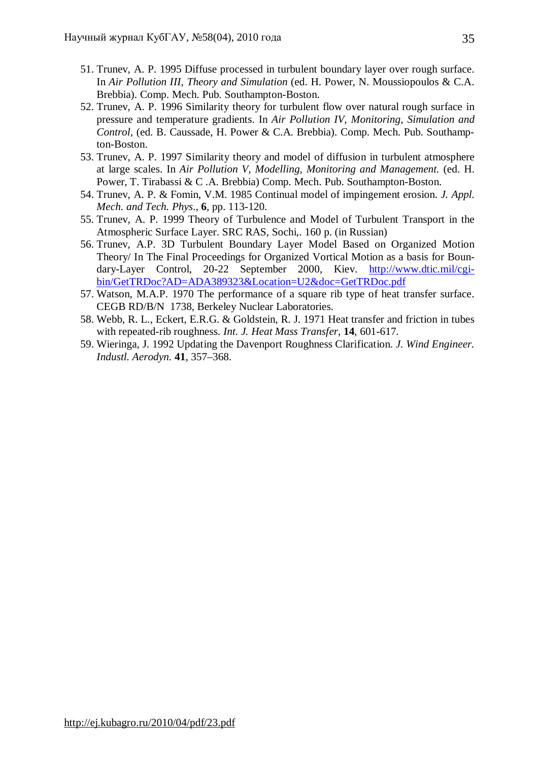51. Trunev, A. P. 1995 Diffuse processed in turbulent boundary layer over rough surface. In *Air Pollution III, Theory and Simulation* (ed. H. Power, N. Moussiopoulos & C.A. Brebbia). Comp. Mech. Pub. Southampton-Boston.
52. Trunev, A. P. 1996 Similarity theory for turbulent flow over natural rough surface in pressure and temperature gradients. In *Air Pollution IV, Monitoring, Simulation and Control*, (ed. B. Caussade, H. Power & C.A. Brebbia). Comp. Mech. Pub. Southampton-Boston.
53. Trunev, A. P. 1997 Similarity theory and model of diffusion in turbulent atmosphere at large scales. In *Air Pollution V, Modelling, Monitoring and Management.* (ed. H. Power, T. Tirabassi & C .A. Brebbia) Comp. Mech. Pub. Southampton-Boston.
54. Trunev, A. P. & Fomin, V.M. 1985 Continual model of impingement erosion. *J. Appl. Mech. and Tech. Phys*., **6**, pp. 113-120.
55. Trunev, A. P. 1999 Theory of Turbulence and Model of Turbulent Transport in the Atmospheric Surface Layer. SRC RAS, Sochi,. 160 p. (in Russian)
56. Trunev, A.P. 3D Turbulent Boundary Layer Model Based on Organized Motion Theory/ In The Final Proceedings for Organized Vortical Motion as a basis for Boundary-Layer Control, 20-22 September 2000, Kiev. http://www.dtic.mil/cgi-bin/GetTRDoc?AD=ADA389323&Location=U2&doc=GetTRDoc.pdf
57. Watson, M.A.P. 1970 The performance of a square rib type of heat transfer surface. CEGB RD/B/N 1738, Berkeley Nuclear Laboratories.
58. Webb, R. L., Eckert, E.R.G. & Goldstein, R. J. 1971 Heat transfer and friction in tubes with repeated-rib roughness. *Int. J. Heat Mass Transfer*, **14**, 601-617.
59. Wieringa, J. 1992 Updating the Davenport Roughness Clarification. *J. Wind Engineer. Industl. Aerodyn.* **41**, 357–368.